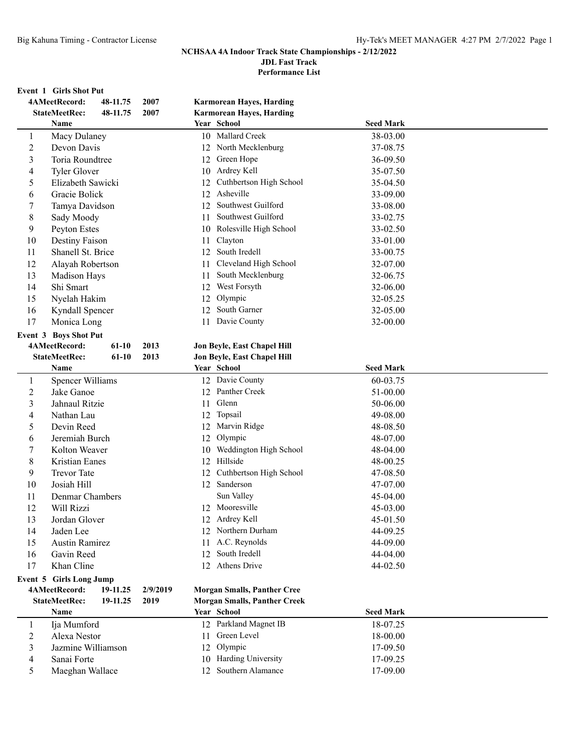## NCHSAA 4A Indoor Track State Championships - 2/12/2022

### JDL Fast Track

### Performance List

**Event 1 Girls Shot Put**

| | | | |
|---|---|---|---|
| **4AMeetRecord:** | **48-11.75** | **2007** | **Karmorean Hayes, Harding** |
| **StateMeetRec:** | **48-11.75** | **2007** | **Karmorean Hayes, Harding** |

| | Name | Year | School | Seed Mark |
|---|---|---|---|---|
| 1 | Macy Dulaney | 10 | Mallard Creek | 38-03.00 |
| 2 | Devon Davis | 12 | North Mecklenburg | 37-08.75 |
| 3 | Toria Roundtree | 12 | Green Hope | 36-09.50 |
| 4 | Tyler Glover | 10 | Ardrey Kell | 35-07.50 |
| 5 | Elizabeth Sawicki | 12 | Cuthbertson High School | 35-04.50 |
| 6 | Gracie Bolick | 12 | Asheville | 33-09.00 |
| 7 | Tamya Davidson | 12 | Southwest Guilford | 33-08.00 |
| 8 | Sady Moody | 11 | Southwest Guilford | 33-02.75 |
| 9 | Peyton Estes | 10 | Rolesville High School | 33-02.50 |
| 10 | Destiny Faison | 11 | Clayton | 33-01.00 |
| 11 | Shanell St. Brice | 12 | South Iredell | 33-00.75 |
| 12 | Alayah Robertson | 11 | Cleveland High School | 32-07.00 |
| 13 | Madison Hays | 11 | South Mecklenburg | 32-06.75 |
| 14 | Shi Smart | 12 | West Forsyth | 32-06.00 |
| 15 | Nyelah Hakim | 12 | Olympic | 32-05.25 |
| 16 | Kyndall Spencer | 12 | South Garner | 32-05.00 |
| 17 | Monica Long | 11 | Davie County | 32-00.00 |

**Event 3 Boys Shot Put**

| | | | |
|---|---|---|---|
| **4AMeetRecord:** | **61-10** | **2013** | **Jon Beyle, East Chapel Hill** |
| **StateMeetRec:** | **61-10** | **2013** | **Jon Beyle, East Chapel Hill** |

| | Name | Year | School | Seed Mark |
|---|---|---|---|---|
| 1 | Spencer Williams | 12 | Davie County | 60-03.75 |
| 2 | Jake Ganoe | 12 | Panther Creek | 51-00.00 |
| 3 | Jahnaul Ritzie | 11 | Glenn | 50-06.00 |
| 4 | Nathan Lau | 12 | Topsail | 49-08.00 |
| 5 | Devin Reed | 12 | Marvin Ridge | 48-08.50 |
| 6 | Jeremiah Burch | 12 | Olympic | 48-07.00 |
| 7 | Kolton Weaver | 10 | Weddington High School | 48-04.00 |
| 8 | Kristian Eanes | 12 | Hillside | 48-00.25 |
| 9 | Trevor Tate | 12 | Cuthbertson High School | 47-08.50 |
| 10 | Josiah Hill | 12 | Sanderson | 47-07.00 |
| 11 | Denmar Chambers | | Sun Valley | 45-04.00 |
| 12 | Will Rizzi | 12 | Mooresville | 45-03.00 |
| 13 | Jordan Glover | 12 | Ardrey Kell | 45-01.50 |
| 14 | Jaden Lee | 12 | Northern Durham | 44-09.25 |
| 15 | Austin Ramirez | 11 | A.C. Reynolds | 44-09.00 |
| 16 | Gavin Reed | 12 | South Iredell | 44-04.00 |
| 17 | Khan Cline | 12 | Athens Drive | 44-02.50 |

**Event 5 Girls Long Jump**

| | | | |
|---|---|---|---|
| **4AMeetRecord:** | **19-11.25** | **2/9/2019** | **Morgan Smalls, Panther Cree** |
| **StateMeetRec:** | **19-11.25** | **2019** | **Morgan Smalls, Panther Creek** |

| | Name | Year | School | Seed Mark |
|---|---|---|---|---|
| 1 | Ija Mumford | 12 | Parkland Magnet IB | 18-07.25 |
| 2 | Alexa Nestor | 11 | Green Level | 18-00.00 |
| 3 | Jazmine Williamson | 12 | Olympic | 17-09.50 |
| 4 | Sanai Forte | 10 | Harding University | 17-09.25 |
| 5 | Maeghan Wallace | 12 | Southern Alamance | 17-09.00 |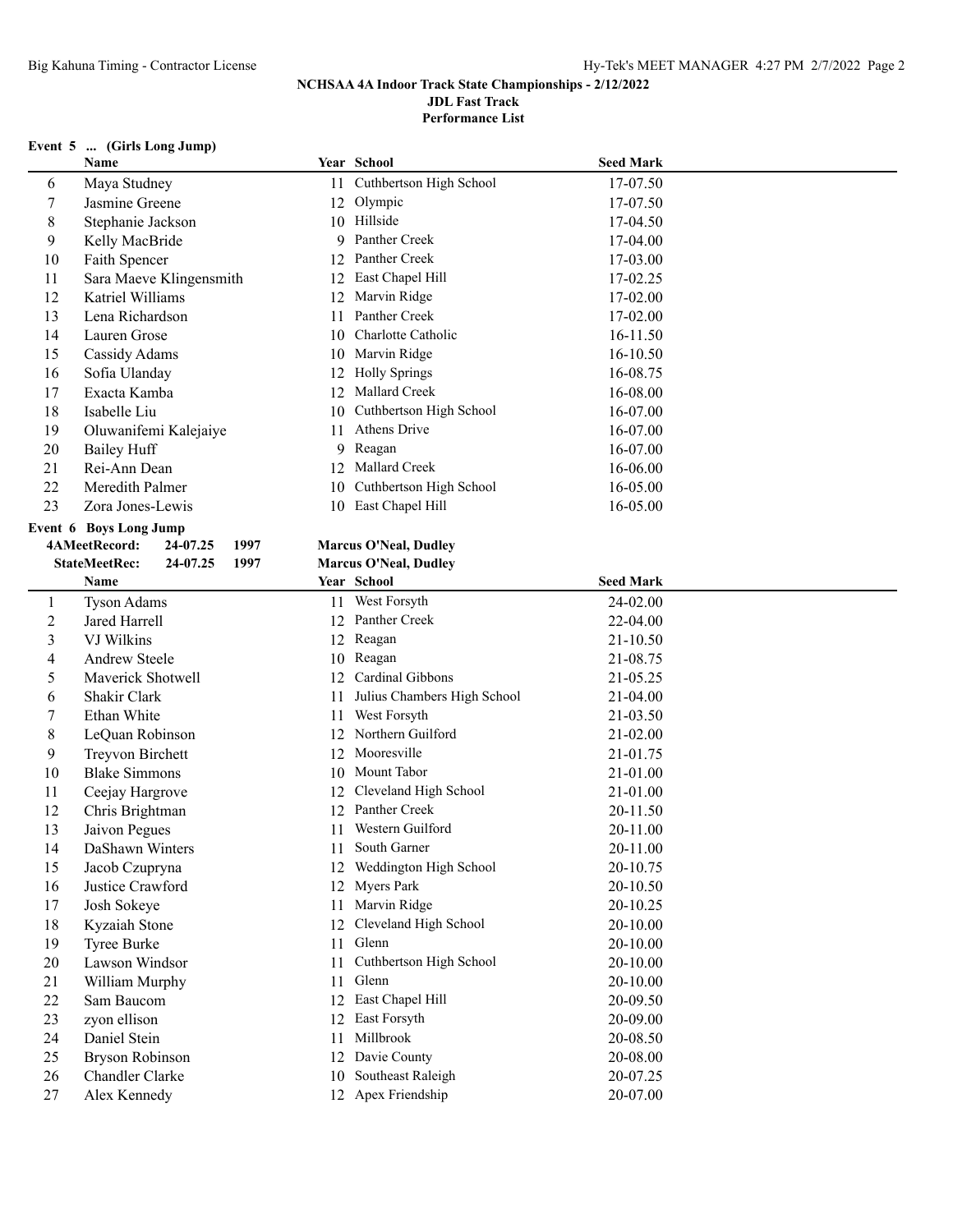# NCHSAA 4A Indoor Track State Championships - 2/12/2022

## JDL Fast Track

## Performance List

### Event 5 ... (Girls Long Jump)

| | Name | Year | School | Seed Mark |
|---|---|---|---|---|
| 6 | Maya Studney | 11 | Cuthbertson High School | 17-07.50 |
| 7 | Jasmine Greene | 12 | Olympic | 17-07.50 |
| 8 | Stephanie Jackson | 10 | Hillside | 17-04.50 |
| 9 | Kelly MacBride | 9 | Panther Creek | 17-04.00 |
| 10 | Faith Spencer | 12 | Panther Creek | 17-03.00 |
| 11 | Sara Maeve Klingensmith | 12 | East Chapel Hill | 17-02.25 |
| 12 | Katriel Williams | 12 | Marvin Ridge | 17-02.00 |
| 13 | Lena Richardson | 11 | Panther Creek | 17-02.00 |
| 14 | Lauren Grose | 10 | Charlotte Catholic | 16-11.50 |
| 15 | Cassidy Adams | 10 | Marvin Ridge | 16-10.50 |
| 16 | Sofia Ulanday | 12 | Holly Springs | 16-08.75 |
| 17 | Exacta Kamba | 12 | Mallard Creek | 16-08.00 |
| 18 | Isabelle Liu | 10 | Cuthbertson High School | 16-07.00 |
| 19 | Oluwanifemi Kalejaiye | 11 | Athens Drive | 16-07.00 |
| 20 | Bailey Huff | 9 | Reagan | 16-07.00 |
| 21 | Rei-Ann Dean | 12 | Mallard Creek | 16-06.00 |
| 22 | Meredith Palmer | 10 | Cuthbertson High School | 16-05.00 |
| 23 | Zora Jones-Lewis | 10 | East Chapel Hill | 16-05.00 |

### Event 6 Boys Long Jump

4AMeetRecord: 24-07.25 1997 Marcus O'Neal, Dudley
StateMeetRec: 24-07.25 1997 Marcus O'Neal, Dudley

| | Name | Year | School | Seed Mark |
|---|---|---|---|---|
| 1 | Tyson Adams | 11 | West Forsyth | 24-02.00 |
| 2 | Jared Harrell | 12 | Panther Creek | 22-04.00 |
| 3 | VJ Wilkins | 12 | Reagan | 21-10.50 |
| 4 | Andrew Steele | 10 | Reagan | 21-08.75 |
| 5 | Maverick Shotwell | 12 | Cardinal Gibbons | 21-05.25 |
| 6 | Shakir Clark | 11 | Julius Chambers High School | 21-04.00 |
| 7 | Ethan White | 11 | West Forsyth | 21-03.50 |
| 8 | LeQuan Robinson | 12 | Northern Guilford | 21-02.00 |
| 9 | Treyvon Birchett | 12 | Mooresville | 21-01.75 |
| 10 | Blake Simmons | 10 | Mount Tabor | 21-01.00 |
| 11 | Ceejay Hargrove | 12 | Cleveland High School | 21-01.00 |
| 12 | Chris Brightman | 12 | Panther Creek | 20-11.50 |
| 13 | Jaivon Pegues | 11 | Western Guilford | 20-11.00 |
| 14 | DaShawn Winters | 11 | South Garner | 20-11.00 |
| 15 | Jacob Czupryna | 12 | Weddington High School | 20-10.75 |
| 16 | Justice Crawford | 12 | Myers Park | 20-10.50 |
| 17 | Josh Sokeye | 11 | Marvin Ridge | 20-10.25 |
| 18 | Kyzaiah Stone | 12 | Cleveland High School | 20-10.00 |
| 19 | Tyree Burke | 11 | Glenn | 20-10.00 |
| 20 | Lawson Windsor | 11 | Cuthbertson High School | 20-10.00 |
| 21 | William Murphy | 11 | Glenn | 20-10.00 |
| 22 | Sam Baucom | 12 | East Chapel Hill | 20-09.50 |
| 23 | zyon ellison | 12 | East Forsyth | 20-09.00 |
| 24 | Daniel Stein | 11 | Millbrook | 20-08.50 |
| 25 | Bryson Robinson | 12 | Davie County | 20-08.00 |
| 26 | Chandler Clarke | 10 | Southeast Raleigh | 20-07.25 |
| 27 | Alex Kennedy | 12 | Apex Friendship | 20-07.00 |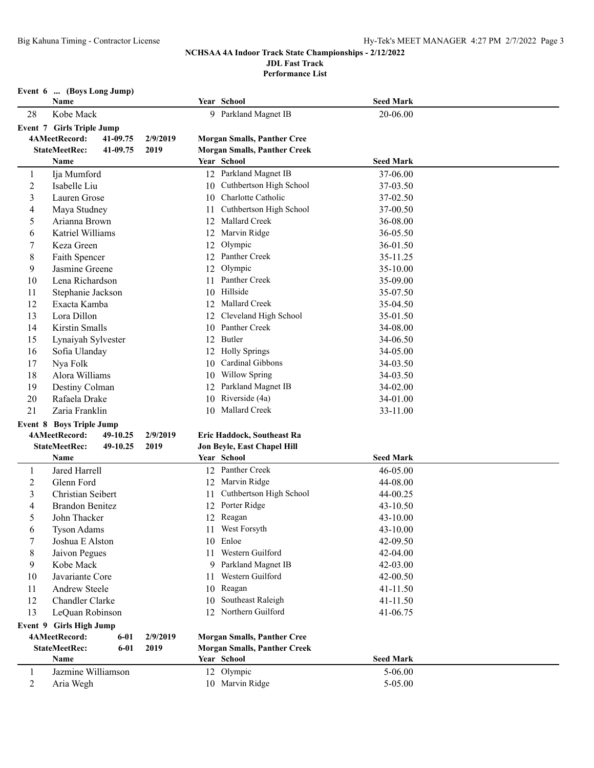## NCHSAA 4A Indoor Track State Championships - 2/12/2022

**JDL Fast Track**

**Performance List**

### Event 6 ... (Boys Long Jump)

| | Name | Year | School | Seed Mark |
|---|---|---|---|---|
| 28 | Kobe Mack | 9 | Parkland Magnet IB | 20-06.00 |

### Event 7 Girls Triple Jump

**4AMeetRecord:** 41-09.75 2/9/2019 **Morgan Smalls, Panther Cree**

**StateMeetRec:** 41-09.75 2019 **Morgan Smalls, Panther Creek**

| | Name | Year | School | Seed Mark |
|---|---|---|---|---|
| 1 | Ija Mumford | 12 | Parkland Magnet IB | 37-06.00 |
| 2 | Isabelle Liu | 10 | Cuthbertson High School | 37-03.50 |
| 3 | Lauren Grose | 10 | Charlotte Catholic | 37-02.50 |
| 4 | Maya Studney | 11 | Cuthbertson High School | 37-00.50 |
| 5 | Arianna Brown | 12 | Mallard Creek | 36-08.00 |
| 6 | Katriel Williams | 12 | Marvin Ridge | 36-05.50 |
| 7 | Keza Green | 12 | Olympic | 36-01.50 |
| 8 | Faith Spencer | 12 | Panther Creek | 35-11.25 |
| 9 | Jasmine Greene | 12 | Olympic | 35-10.00 |
| 10 | Lena Richardson | 11 | Panther Creek | 35-09.00 |
| 11 | Stephanie Jackson | 10 | Hillside | 35-07.50 |
| 12 | Exacta Kamba | 12 | Mallard Creek | 35-04.50 |
| 13 | Lora Dillon | 12 | Cleveland High School | 35-01.50 |
| 14 | Kirstin Smalls | 10 | Panther Creek | 34-08.00 |
| 15 | Lynaiyah Sylvester | 12 | Butler | 34-06.50 |
| 16 | Sofia Ulanday | 12 | Holly Springs | 34-05.00 |
| 17 | Nya Folk | 10 | Cardinal Gibbons | 34-03.50 |
| 18 | Alora Williams | 10 | Willow Spring | 34-03.50 |
| 19 | Destiny Colman | 12 | Parkland Magnet IB | 34-02.00 |
| 20 | Rafaela Drake | 10 | Riverside (4a) | 34-01.00 |
| 21 | Zaria Franklin | 10 | Mallard Creek | 33-11.00 |

### Event 8 Boys Triple Jump

**4AMeetRecord:** 49-10.25 2/9/2019 **Eric Haddock, Southeast Ra**

**StateMeetRec:** 49-10.25 2019 **Jon Beyle, East Chapel Hill**

| | Name | Year | School | Seed Mark |
|---|---|---|---|---|
| 1 | Jared Harrell | 12 | Panther Creek | 46-05.00 |
| 2 | Glenn Ford | 12 | Marvin Ridge | 44-08.00 |
| 3 | Christian Seibert | 11 | Cuthbertson High School | 44-00.25 |
| 4 | Brandon Benitez | 12 | Porter Ridge | 43-10.50 |
| 5 | John Thacker | 12 | Reagan | 43-10.00 |
| 6 | Tyson Adams | 11 | West Forsyth | 43-10.00 |
| 7 | Joshua E Alston | 10 | Enloe | 42-09.50 |
| 8 | Jaivon Pegues | 11 | Western Guilford | 42-04.00 |
| 9 | Kobe Mack | 9 | Parkland Magnet IB | 42-03.00 |
| 10 | Javariante Core | 11 | Western Guilford | 42-00.50 |
| 11 | Andrew Steele | 10 | Reagan | 41-11.50 |
| 12 | Chandler Clarke | 10 | Southeast Raleigh | 41-11.50 |
| 13 | LeQuan Robinson | 12 | Northern Guilford | 41-06.75 |

### Event 9 Girls High Jump

**4AMeetRecord:** 6-01 2/9/2019 **Morgan Smalls, Panther Cree**

**StateMeetRec:** 6-01 2019 **Morgan Smalls, Panther Creek**

| | Name | Year | School | Seed Mark |
|---|---|---|---|---|
| 1 | Jazmine Williamson | 12 | Olympic | 5-06.00 |
| 2 | Aria Wegh | 10 | Marvin Ridge | 5-05.00 |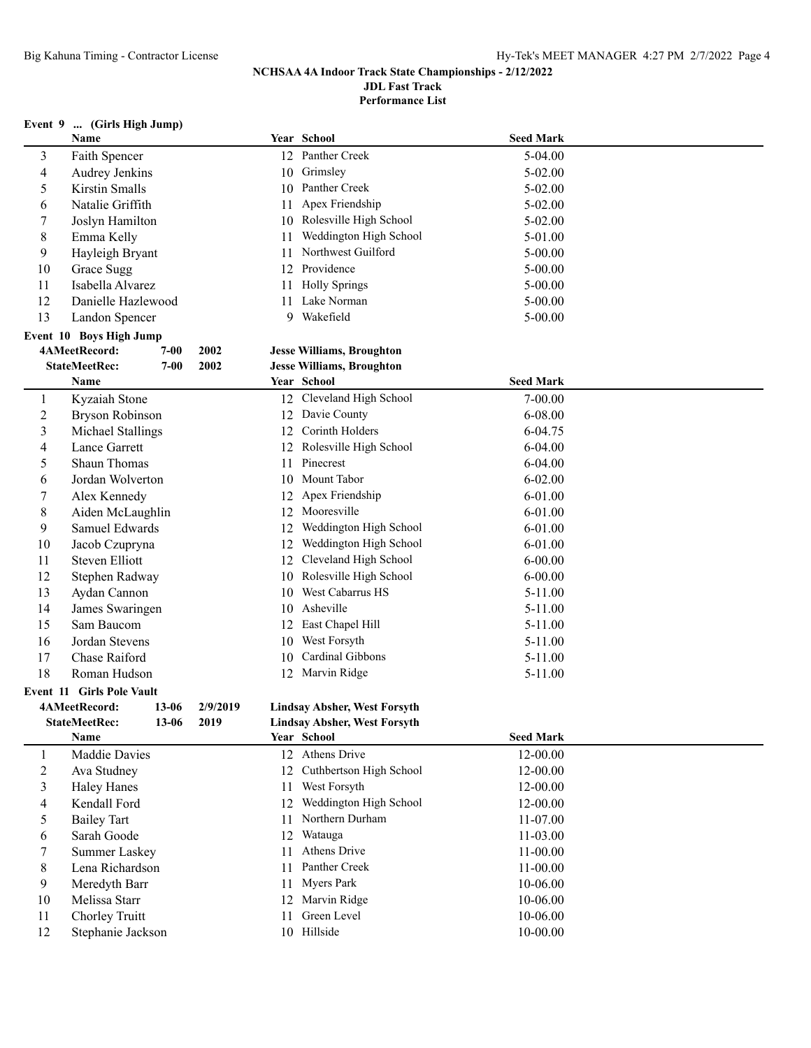NCHSAA 4A Indoor Track State Championships - 2/12/2022

JDL Fast Track

Performance List

### Event 9 ... (Girls High Jump)

| | Name | Year | School | Seed Mark |
|---|---|---|---|---|
| 3 | Faith Spencer | 12 | Panther Creek | 5-04.00 |
| 4 | Audrey Jenkins | 10 | Grimsley | 5-02.00 |
| 5 | Kirstin Smalls | 10 | Panther Creek | 5-02.00 |
| 6 | Natalie Griffith | 11 | Apex Friendship | 5-02.00 |
| 7 | Joslyn Hamilton | 10 | Rolesville High School | 5-02.00 |
| 8 | Emma Kelly | 11 | Weddington High School | 5-01.00 |
| 9 | Hayleigh Bryant | 11 | Northwest Guilford | 5-00.00 |
| 10 | Grace Sugg | 12 | Providence | 5-00.00 |
| 11 | Isabella Alvarez | 11 | Holly Springs | 5-00.00 |
| 12 | Danielle Hazlewood | 11 | Lake Norman | 5-00.00 |
| 13 | Landon Spencer | 9 | Wakefield | 5-00.00 |

### Event 10 Boys High Jump

**4AMeetRecord:** 7-00 2002 **Jesse Williams, Broughton**

**StateMeetRec:** 7-00 2002 **Jesse Williams, Broughton**

| | Name | Year | School | Seed Mark |
|---|---|---|---|---|
| 1 | Kyzaiah Stone | 12 | Cleveland High School | 7-00.00 |
| 2 | Bryson Robinson | 12 | Davie County | 6-08.00 |
| 3 | Michael Stallings | 12 | Corinth Holders | 6-04.75 |
| 4 | Lance Garrett | 12 | Rolesville High School | 6-04.00 |
| 5 | Shaun Thomas | 11 | Pinecrest | 6-04.00 |
| 6 | Jordan Wolverton | 10 | Mount Tabor | 6-02.00 |
| 7 | Alex Kennedy | 12 | Apex Friendship | 6-01.00 |
| 8 | Aiden McLaughlin | 12 | Mooresville | 6-01.00 |
| 9 | Samuel Edwards | 12 | Weddington High School | 6-01.00 |
| 10 | Jacob Czupryna | 12 | Weddington High School | 6-01.00 |
| 11 | Steven Elliott | 12 | Cleveland High School | 6-00.00 |
| 12 | Stephen Radway | 10 | Rolesville High School | 6-00.00 |
| 13 | Aydan Cannon | 10 | West Cabarrus HS | 5-11.00 |
| 14 | James Swaringen | 10 | Asheville | 5-11.00 |
| 15 | Sam Baucom | 12 | East Chapel Hill | 5-11.00 |
| 16 | Jordan Stevens | 10 | West Forsyth | 5-11.00 |
| 17 | Chase Raiford | 10 | Cardinal Gibbons | 5-11.00 |
| 18 | Roman Hudson | 12 | Marvin Ridge | 5-11.00 |

### Event 11 Girls Pole Vault

**4AMeetRecord:** 13-06 2/9/2019 **Lindsay Absher, West Forsyth**

**StateMeetRec:** 13-06 2019 **Lindsay Absher, West Forsyth**

| | Name | Year | School | Seed Mark |
|---|---|---|---|---|
| 1 | Maddie Davies | 12 | Athens Drive | 12-00.00 |
| 2 | Ava Studney | 12 | Cuthbertson High School | 12-00.00 |
| 3 | Haley Hanes | 11 | West Forsyth | 12-00.00 |
| 4 | Kendall Ford | 12 | Weddington High School | 12-00.00 |
| 5 | Bailey Tart | 11 | Northern Durham | 11-07.00 |
| 6 | Sarah Goode | 12 | Watauga | 11-03.00 |
| 7 | Summer Laskey | 11 | Athens Drive | 11-00.00 |
| 8 | Lena Richardson | 11 | Panther Creek | 11-00.00 |
| 9 | Meredyth Barr | 11 | Myers Park | 10-06.00 |
| 10 | Melissa Starr | 12 | Marvin Ridge | 10-06.00 |
| 11 | Chorley Truitt | 11 | Green Level | 10-06.00 |
| 12 | Stephanie Jackson | 10 | Hillside | 10-00.00 |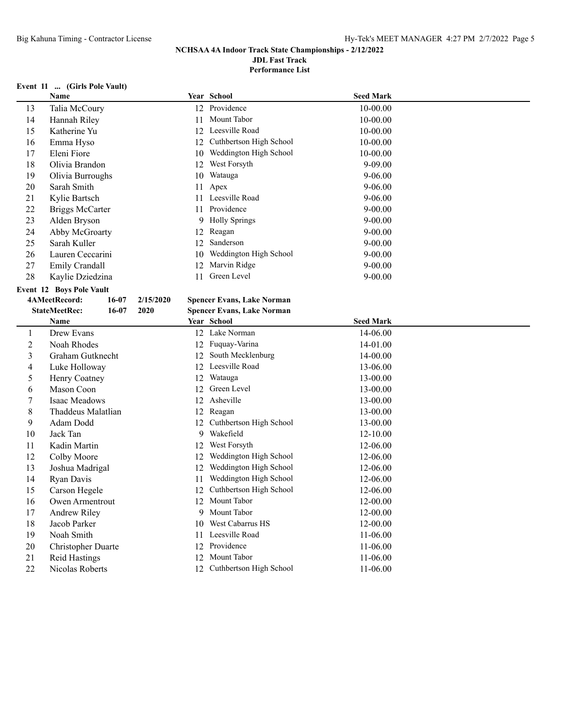### Event 11 ... (Girls Pole Vault)

| | Name | Year | School | Seed Mark |
|---|---|---|---|---|
| 13 | Talia McCoury | 12 | Providence | 10-00.00 |
| 14 | Hannah Riley | 11 | Mount Tabor | 10-00.00 |
| 15 | Katherine Yu | 12 | Leesville Road | 10-00.00 |
| 16 | Emma Hyso | 12 | Cuthbertson High School | 10-00.00 |
| 17 | Eleni Fiore | 10 | Weddington High School | 10-00.00 |
| 18 | Olivia Brandon | 12 | West Forsyth | 9-09.00 |
| 19 | Olivia Burroughs | 10 | Watauga | 9-06.00 |
| 20 | Sarah Smith | 11 | Apex | 9-06.00 |
| 21 | Kylie Bartsch | 11 | Leesville Road | 9-06.00 |
| 22 | Briggs McCarter | 11 | Providence | 9-00.00 |
| 23 | Alden Bryson | 9 | Holly Springs | 9-00.00 |
| 24 | Abby McGroarty | 12 | Reagan | 9-00.00 |
| 25 | Sarah Kuller | 12 | Sanderson | 9-00.00 |
| 26 | Lauren Ceccarini | 10 | Weddington High School | 9-00.00 |
| 27 | Emily Crandall | 12 | Marvin Ridge | 9-00.00 |
| 28 | Kaylie Dziedzina | 11 | Green Level | 9-00.00 |

### Event 12 Boys Pole Vault

**4AMeetRecord:** 16-07 2/15/2020 **Spencer Evans, Lake Norman**
**StateMeetRec:** 16-07 2020 **Spencer Evans, Lake Norman**

| | Name | Year | School | Seed Mark |
|---|---|---|---|---|
| 1 | Drew Evans | 12 | Lake Norman | 14-06.00 |
| 2 | Noah Rhodes | 12 | Fuquay-Varina | 14-01.00 |
| 3 | Graham Gutknecht | 12 | South Mecklenburg | 14-00.00 |
| 4 | Luke Holloway | 12 | Leesville Road | 13-06.00 |
| 5 | Henry Coatney | 12 | Watauga | 13-00.00 |
| 6 | Mason Coon | 12 | Green Level | 13-00.00 |
| 7 | Isaac Meadows | 12 | Asheville | 13-00.00 |
| 8 | Thaddeus Malatlian | 12 | Reagan | 13-00.00 |
| 9 | Adam Dodd | 12 | Cuthbertson High School | 13-00.00 |
| 10 | Jack Tan | 9 | Wakefield | 12-10.00 |
| 11 | Kadin Martin | 12 | West Forsyth | 12-06.00 |
| 12 | Colby Moore | 12 | Weddington High School | 12-06.00 |
| 13 | Joshua Madrigal | 12 | Weddington High School | 12-06.00 |
| 14 | Ryan Davis | 11 | Weddington High School | 12-06.00 |
| 15 | Carson Hegele | 12 | Cuthbertson High School | 12-06.00 |
| 16 | Owen Armentrout | 12 | Mount Tabor | 12-00.00 |
| 17 | Andrew Riley | 9 | Mount Tabor | 12-00.00 |
| 18 | Jacob Parker | 10 | West Cabarrus HS | 12-00.00 |
| 19 | Noah Smith | 11 | Leesville Road | 11-06.00 |
| 20 | Christopher Duarte | 12 | Providence | 11-06.00 |
| 21 | Reid Hastings | 12 | Mount Tabor | 11-06.00 |
| 22 | Nicolas Roberts | 12 | Cuthbertson High School | 11-06.00 |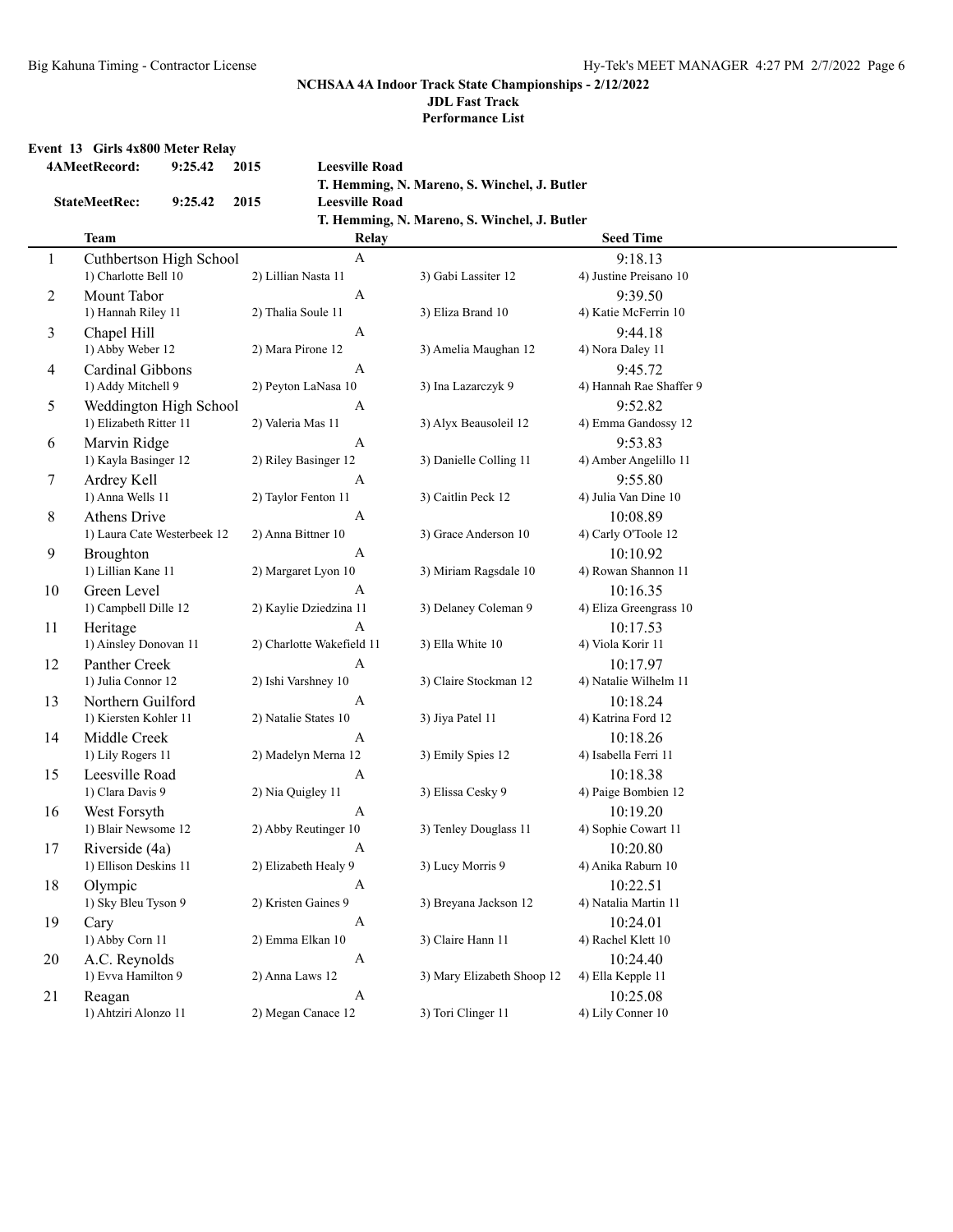**NCHSAA 4A Indoor Track State Championships - 2/12/2022**
**JDL Fast Track**
**Performance List**

### Event 13 Girls 4x800 Meter Relay

| | | | |
|---|---|---|---|
| **4AMeetRecord:** | **9:25.42** | **2015** | **Leesville Road** |
| | | | **T. Hemming, N. Mareno, S. Winchel, J. Butler** |
| **StateMeetRec:** | **9:25.42** | **2015** | **Leesville Road** |
| | | | **T. Hemming, N. Mareno, S. Winchel, J. Butler** |

| | Team | Relay | | Seed Time |
|---|---|---|---|---|
| 1 | Cuthbertson High School | A | | 9:18.13 |
| | 1) Charlotte Bell 10 | 2) Lillian Nasta 11 | 3) Gabi Lassiter 12 | 4) Justine Preisano 10 |
| 2 | Mount Tabor | A | | 9:39.50 |
| | 1) Hannah Riley 11 | 2) Thalia Soule 11 | 3) Eliza Brand 10 | 4) Katie McFerrin 10 |
| 3 | Chapel Hill | A | | 9:44.18 |
| | 1) Abby Weber 12 | 2) Mara Pirone 12 | 3) Amelia Maughan 12 | 4) Nora Daley 11 |
| 4 | Cardinal Gibbons | A | | 9:45.72 |
| | 1) Addy Mitchell 9 | 2) Peyton LaNasa 10 | 3) Ina Lazarczyk 9 | 4) Hannah Rae Shaffer 9 |
| 5 | Weddington High School | A | | 9:52.82 |
| | 1) Elizabeth Ritter 11 | 2) Valeria Mas 11 | 3) Alyx Beausoleil 12 | 4) Emma Gandossy 12 |
| 6 | Marvin Ridge | A | | 9:53.83 |
| | 1) Kayla Basinger 12 | 2) Riley Basinger 12 | 3) Danielle Colling 11 | 4) Amber Angelillo 11 |
| 7 | Ardrey Kell | A | | 9:55.80 |
| | 1) Anna Wells 11 | 2) Taylor Fenton 11 | 3) Caitlin Peck 12 | 4) Julia Van Dine 10 |
| 8 | Athens Drive | A | | 10:08.89 |
| | 1) Laura Cate Westerbeek 12 | 2) Anna Bittner 10 | 3) Grace Anderson 10 | 4) Carly O'Toole 12 |
| 9 | Broughton | A | | 10:10.92 |
| | 1) Lillian Kane 11 | 2) Margaret Lyon 10 | 3) Miriam Ragsdale 10 | 4) Rowan Shannon 11 |
| 10 | Green Level | A | | 10:16.35 |
| | 1) Campbell Dille 12 | 2) Kaylie Dziedzina 11 | 3) Delaney Coleman 9 | 4) Eliza Greengrass 10 |
| 11 | Heritage | A | | 10:17.53 |
| | 1) Ainsley Donovan 11 | 2) Charlotte Wakefield 11 | 3) Ella White 10 | 4) Viola Korir 11 |
| 12 | Panther Creek | A | | 10:17.97 |
| | 1) Julia Connor 12 | 2) Ishi Varshney 10 | 3) Claire Stockman 12 | 4) Natalie Wilhelm 11 |
| 13 | Northern Guilford | A | | 10:18.24 |
| | 1) Kiersten Kohler 11 | 2) Natalie States 10 | 3) Jiya Patel 11 | 4) Katrina Ford 12 |
| 14 | Middle Creek | A | | 10:18.26 |
| | 1) Lily Rogers 11 | 2) Madelyn Merna 12 | 3) Emily Spies 12 | 4) Isabella Ferri 11 |
| 15 | Leesville Road | A | | 10:18.38 |
| | 1) Clara Davis 9 | 2) Nia Quigley 11 | 3) Elissa Cesky 9 | 4) Paige Bombien 12 |
| 16 | West Forsyth | A | | 10:19.20 |
| | 1) Blair Newsome 12 | 2) Abby Reutinger 10 | 3) Tenley Douglass 11 | 4) Sophie Cowart 11 |
| 17 | Riverside (4a) | A | | 10:20.80 |
| | 1) Ellison Deskins 11 | 2) Elizabeth Healy 9 | 3) Lucy Morris 9 | 4) Anika Raburn 10 |
| 18 | Olympic | A | | 10:22.51 |
| | 1) Sky Bleu Tyson 9 | 2) Kristen Gaines 9 | 3) Breyana Jackson 12 | 4) Natalia Martin 11 |
| 19 | Cary | A | | 10:24.01 |
| | 1) Abby Corn 11 | 2) Emma Elkan 10 | 3) Claire Hann 11 | 4) Rachel Klett 10 |
| 20 | A.C. Reynolds | A | | 10:24.40 |
| | 1) Evva Hamilton 9 | 2) Anna Laws 12 | 3) Mary Elizabeth Shoop 12 | 4) Ella Kepple 11 |
| 21 | Reagan | A | | 10:25.08 |
| | 1) Ahtziri Alonzo 11 | 2) Megan Canace 12 | 3) Tori Clinger 11 | 4) Lily Conner 10 |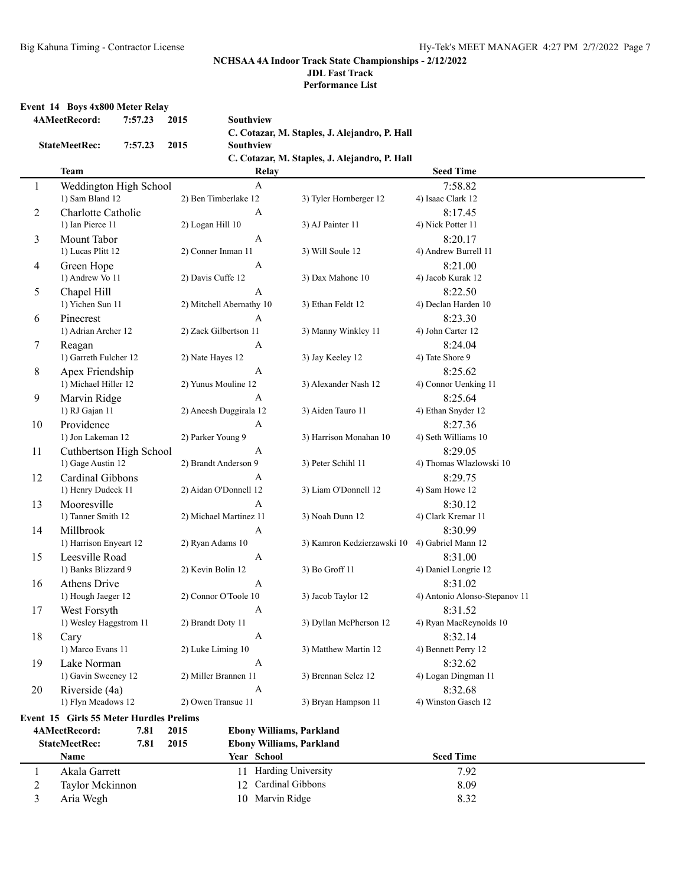**NCHSAA 4A Indoor Track State Championships - 2/12/2022**
**JDL Fast Track**
**Performance List**

### Event 14 Boys 4x800 Meter Relay

| | | | |
|---|---|---|---|
| **4AMeetRecord:** | **7:57.23** | **2015** | **Southview** |
| | | | **C. Cotazar, M. Staples, J. Alejandro, P. Hall** |
| **StateMeetRec:** | **7:57.23** | **2015** | **Southview** |
| | | | **C. Cotazar, M. Staples, J. Alejandro, P. Hall** |

| | Team | Relay | | Seed Time |
|---|---|---|---|---|
| 1 | Weddington High School | A | | 7:58.82 |
| | 1) Sam Bland 12 | 2) Ben Timberlake 12 | 3) Tyler Hornberger 12 | 4) Isaac Clark 12 |
| 2 | Charlotte Catholic | A | | 8:17.45 |
| | 1) Ian Pierce 11 | 2) Logan Hill 10 | 3) AJ Painter 11 | 4) Nick Potter 11 |
| 3 | Mount Tabor | A | | 8:20.17 |
| | 1) Lucas Plitt 12 | 2) Conner Inman 11 | 3) Will Soule 12 | 4) Andrew Burrell 11 |
| 4 | Green Hope | A | | 8:21.00 |
| | 1) Andrew Vo 11 | 2) Davis Cuffe 12 | 3) Dax Mahone 10 | 4) Jacob Kurak 12 |
| 5 | Chapel Hill | A | | 8:22.50 |
| | 1) Yichen Sun 11 | 2) Mitchell Abernathy 10 | 3) Ethan Feldt 12 | 4) Declan Harden 10 |
| 6 | Pinecrest | A | | 8:23.30 |
| | 1) Adrian Archer 12 | 2) Zack Gilbertson 11 | 3) Manny Winkley 11 | 4) John Carter 12 |
| 7 | Reagan | A | | 8:24.04 |
| | 1) Garreth Fulcher 12 | 2) Nate Hayes 12 | 3) Jay Keeley 12 | 4) Tate Shore 9 |
| 8 | Apex Friendship | A | | 8:25.62 |
| | 1) Michael Hiller 12 | 2) Yunus Mouline 12 | 3) Alexander Nash 12 | 4) Connor Uenking 11 |
| 9 | Marvin Ridge | A | | 8:25.64 |
| | 1) RJ Gajan 11 | 2) Aneesh Duggirala 12 | 3) Aiden Tauro 11 | 4) Ethan Snyder 12 |
| 10 | Providence | A | | 8:27.36 |
| | 1) Jon Lakeman 12 | 2) Parker Young 9 | 3) Harrison Monahan 10 | 4) Seth Williams 10 |
| 11 | Cuthbertson High School | A | | 8:29.05 |
| | 1) Gage Austin 12 | 2) Brandt Anderson 9 | 3) Peter Schihl 11 | 4) Thomas Wlazlowski 10 |
| 12 | Cardinal Gibbons | A | | 8:29.75 |
| | 1) Henry Dudeck 11 | 2) Aidan O'Donnell 12 | 3) Liam O'Donnell 12 | 4) Sam Howe 12 |
| 13 | Mooresville | A | | 8:30.12 |
| | 1) Tanner Smith 12 | 2) Michael Martinez 11 | 3) Noah Dunn 12 | 4) Clark Kremar 11 |
| 14 | Millbrook | A | | 8:30.99 |
| | 1) Harrison Enyeart 12 | 2) Ryan Adams 10 | 3) Kamron Kedzierzawski 10 | 4) Gabriel Mann 12 |
| 15 | Leesville Road | A | | 8:31.00 |
| | 1) Banks Blizzard 9 | 2) Kevin Bolin 12 | 3) Bo Groff 11 | 4) Daniel Longrie 12 |
| 16 | Athens Drive | A | | 8:31.02 |
| | 1) Hough Jaeger 12 | 2) Connor O'Toole 10 | 3) Jacob Taylor 12 | 4) Antonio Alonso-Stepanov 11 |
| 17 | West Forsyth | A | | 8:31.52 |
| | 1) Wesley Haggstrom 11 | 2) Brandt Doty 11 | 3) Dyllan McPherson 12 | 4) Ryan MacReynolds 10 |
| 18 | Cary | A | | 8:32.14 |
| | 1) Marco Evans 11 | 2) Luke Liming 10 | 3) Matthew Martin 12 | 4) Bennett Perry 12 |
| 19 | Lake Norman | A | | 8:32.62 |
| | 1) Gavin Sweeney 12 | 2) Miller Brannen 11 | 3) Brennan Selcz 12 | 4) Logan Dingman 11 |
| 20 | Riverside (4a) | A | | 8:32.68 |
| | 1) Flyn Meadows 12 | 2) Owen Transue 11 | 3) Bryan Hampson 11 | 4) Winston Gasch 12 |

### Event 15 Girls 55 Meter Hurdles Prelims

| | | | |
|---|---|---|---|
| **4AMeetRecord:** | **7.81** | **2015** | **Ebony Williams, Parkland** |
| **StateMeetRec:** | **7.81** | **2015** | **Ebony Williams, Parkland** |

| | Name | Year | School | Seed Time |
|---|---|---|---|---|
| 1 | Akala Garrett | 11 | Harding University | 7.92 |
| 2 | Taylor Mckinnon | 12 | Cardinal Gibbons | 8.09 |
| 3 | Aria Wegh | 10 | Marvin Ridge | 8.32 |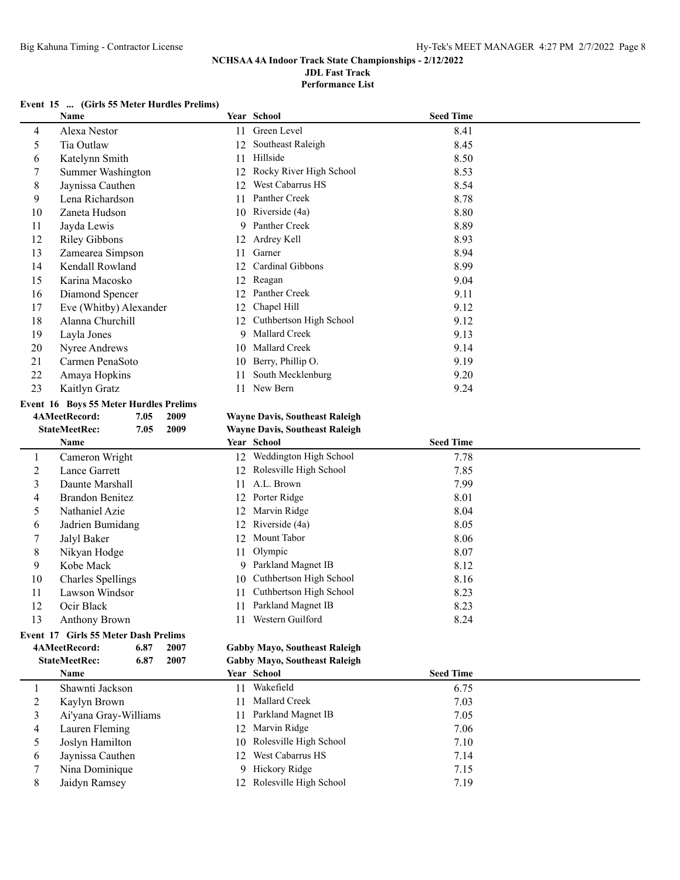NCHSAA 4A Indoor Track State Championships - 2/12/2022
JDL Fast Track
Performance List

### Event 15 ... (Girls 55 Meter Hurdles Prelims)

| | Name | Year | School | Seed Time |
|---|---|---|---|---|
| 4 | Alexa Nestor | 11 | Green Level | 8.41 |
| 5 | Tia Outlaw | 12 | Southeast Raleigh | 8.45 |
| 6 | Katelynn Smith | 11 | Hillside | 8.50 |
| 7 | Summer Washington | 12 | Rocky River High School | 8.53 |
| 8 | Jaynissa Cauthen | 12 | West Cabarrus HS | 8.54 |
| 9 | Lena Richardson | 11 | Panther Creek | 8.78 |
| 10 | Zaneta Hudson | 10 | Riverside (4a) | 8.80 |
| 11 | Jayda Lewis | 9 | Panther Creek | 8.89 |
| 12 | Riley Gibbons | 12 | Ardrey Kell | 8.93 |
| 13 | Zamearea Simpson | 11 | Garner | 8.94 |
| 14 | Kendall Rowland | 12 | Cardinal Gibbons | 8.99 |
| 15 | Karina Macosko | 12 | Reagan | 9.04 |
| 16 | Diamond Spencer | 12 | Panther Creek | 9.11 |
| 17 | Eve (Whitby) Alexander | 12 | Chapel Hill | 9.12 |
| 18 | Alanna Churchill | 12 | Cuthbertson High School | 9.12 |
| 19 | Layla Jones | 9 | Mallard Creek | 9.13 |
| 20 | Nyree Andrews | 10 | Mallard Creek | 9.14 |
| 21 | Carmen PenaSoto | 10 | Berry, Phillip O. | 9.19 |
| 22 | Amaya Hopkins | 11 | South Mecklenburg | 9.20 |
| 23 | Kaitlyn Gratz | 11 | New Bern | 9.24 |

### Event 16 Boys 55 Meter Hurdles Prelims

**4AMeetRecord:** 7.05 2009 **Wayne Davis, Southeast Raleigh**
**StateMeetRec:** 7.05 2009 **Wayne Davis, Southeast Raleigh**

| | Name | Year | School | Seed Time |
|---|---|---|---|---|
| 1 | Cameron Wright | 12 | Weddington High School | 7.78 |
| 2 | Lance Garrett | 12 | Rolesville High School | 7.85 |
| 3 | Daunte Marshall | 11 | A.L. Brown | 7.99 |
| 4 | Brandon Benitez | 12 | Porter Ridge | 8.01 |
| 5 | Nathaniel Azie | 12 | Marvin Ridge | 8.04 |
| 6 | Jadrien Bumidang | 12 | Riverside (4a) | 8.05 |
| 7 | Jalyl Baker | 12 | Mount Tabor | 8.06 |
| 8 | Nikyan Hodge | 11 | Olympic | 8.07 |
| 9 | Kobe Mack | 9 | Parkland Magnet IB | 8.12 |
| 10 | Charles Spellings | 10 | Cuthbertson High School | 8.16 |
| 11 | Lawson Windsor | 11 | Cuthbertson High School | 8.23 |
| 12 | Ocir Black | 11 | Parkland Magnet IB | 8.23 |
| 13 | Anthony Brown | 11 | Western Guilford | 8.24 |

### Event 17 Girls 55 Meter Dash Prelims

**4AMeetRecord:** 6.87 2007 **Gabby Mayo, Southeast Raleigh**
**StateMeetRec:** 6.87 2007 **Gabby Mayo, Southeast Raleigh**

| | Name | Year | School | Seed Time |
|---|---|---|---|---|
| 1 | Shawnti Jackson | 11 | Wakefield | 6.75 |
| 2 | Kaylyn Brown | 11 | Mallard Creek | 7.03 |
| 3 | Ai'yana Gray-Williams | 11 | Parkland Magnet IB | 7.05 |
| 4 | Lauren Fleming | 12 | Marvin Ridge | 7.06 |
| 5 | Joslyn Hamilton | 10 | Rolesville High School | 7.10 |
| 6 | Jaynissa Cauthen | 12 | West Cabarrus HS | 7.14 |
| 7 | Nina Dominique | 9 | Hickory Ridge | 7.15 |
| 8 | Jaidyn Ramsey | 12 | Rolesville High School | 7.19 |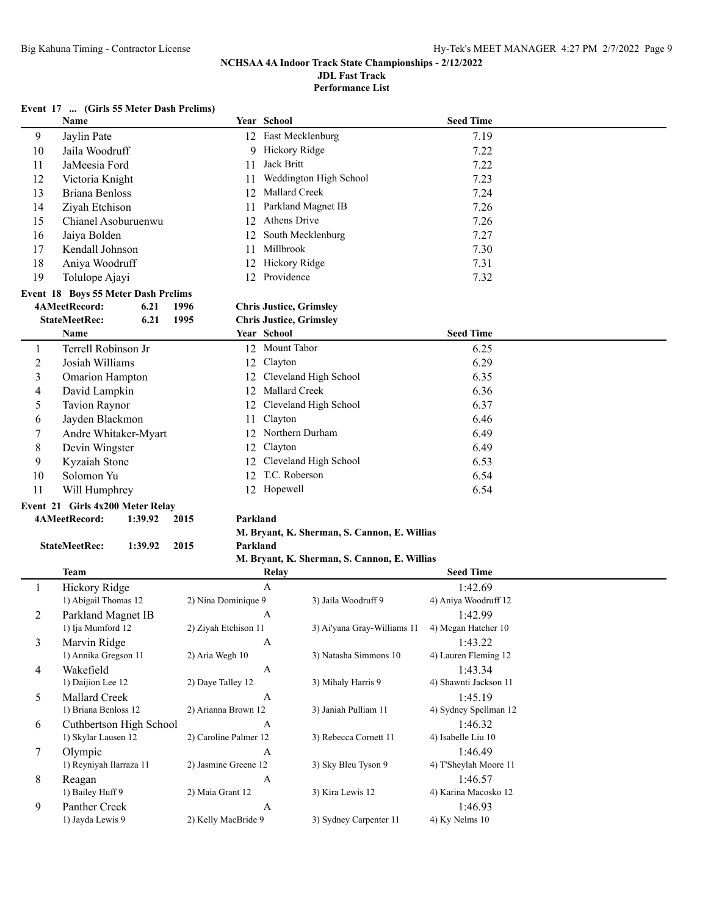## NCHSAA 4A Indoor Track State Championships - 2/12/2022

### JDL Fast Track

### Performance List

### Event 17 ... (Girls 55 Meter Dash Prelims)

| | Name | Year | School | Seed Time |
|---|---|---|---|---|
| 9 | Jaylin Pate | 12 | East Mecklenburg | 7.19 |
| 10 | Jaila Woodruff | 9 | Hickory Ridge | 7.22 |
| 11 | JaMeesia Ford | 11 | Jack Britt | 7.22 |
| 12 | Victoria Knight | 11 | Weddington High School | 7.23 |
| 13 | Briana Benloss | 12 | Mallard Creek | 7.24 |
| 14 | Ziyah Etchison | 11 | Parkland Magnet IB | 7.26 |
| 15 | Chianel Asoburuenwu | 12 | Athens Drive | 7.26 |
| 16 | Jaiya Bolden | 12 | South Mecklenburg | 7.27 |
| 17 | Kendall Johnson | 11 | Millbrook | 7.30 |
| 18 | Aniya Woodruff | 12 | Hickory Ridge | 7.31 |
| 19 | Tolulope Ajayi | 12 | Providence | 7.32 |

### Event 18 Boys 55 Meter Dash Prelims

**4AMeetRecord: 6.21 1996 Chris Justice, Grimsley**
**StateMeetRec: 6.21 1995 Chris Justice, Grimsley**

| | Name | Year | School | Seed Time |
|---|---|---|---|---|
| 1 | Terrell Robinson Jr | 12 | Mount Tabor | 6.25 |
| 2 | Josiah Williams | 12 | Clayton | 6.29 |
| 3 | Omarion Hampton | 12 | Cleveland High School | 6.35 |
| 4 | David Lampkin | 12 | Mallard Creek | 6.36 |
| 5 | Tavion Raynor | 12 | Cleveland High School | 6.37 |
| 6 | Jayden Blackmon | 11 | Clayton | 6.46 |
| 7 | Andre Whitaker-Myart | 12 | Northern Durham | 6.49 |
| 8 | Devin Wingster | 12 | Clayton | 6.49 |
| 9 | Kyzaiah Stone | 12 | Cleveland High School | 6.53 |
| 10 | Solomon Yu | 12 | T.C. Roberson | 6.54 |
| 11 | Will Humphrey | 12 | Hopewell | 6.54 |

### Event 21 Girls 4x200 Meter Relay

**4AMeetRecord: 1:39.92 2015 Parkland**
**M. Bryant, K. Sherman, S. Cannon, E. Willias**
**StateMeetRec: 1:39.92 2015 Parkland**
**M. Bryant, K. Sherman, S. Cannon, E. Willias**

| | Team | Relay | | Seed Time |
|---|---|---|---|---|
| 1 | Hickory Ridge | A | | 1:42.69 |
| | 1) Abigail Thomas 12 | 2) Nina Dominique 9 | 3) Jaila Woodruff 9 | 4) Aniya Woodruff 12 |
| 2 | Parkland Magnet IB | A | | 1:42.99 |
| | 1) Ija Mumford 12 | 2) Ziyah Etchison 11 | 3) Ai'yana Gray-Williams 11 | 4) Megan Hatcher 10 |
| 3 | Marvin Ridge | A | | 1:43.22 |
| | 1) Annika Gregson 11 | 2) Aria Wegh 10 | 3) Natasha Simmons 10 | 4) Lauren Fleming 12 |
| 4 | Wakefield | A | | 1:43.34 |
| | 1) Daijion Lee 12 | 2) Daye Talley 12 | 3) Mihaly Harris 9 | 4) Shawnti Jackson 11 |
| 5 | Mallard Creek | A | | 1:45.19 |
| | 1) Briana Benloss 12 | 2) Arianna Brown 12 | 3) Janiah Pulliam 11 | 4) Sydney Spellman 12 |
| 6 | Cuthbertson High School | A | | 1:46.32 |
| | 1) Skylar Lausen 12 | 2) Caroline Palmer 12 | 3) Rebecca Cornett 11 | 4) Isabelle Liu 10 |
| 7 | Olympic | A | | 1:46.49 |
| | 1) Reyniyah Ilarraza 11 | 2) Jasmine Greene 12 | 3) Sky Bleu Tyson 9 | 4) T'Sheylah Moore 11 |
| 8 | Reagan | A | | 1:46.57 |
| | 1) Bailey Huff 9 | 2) Maia Grant 12 | 3) Kira Lewis 12 | 4) Karina Macosko 12 |
| 9 | Panther Creek | A | | 1:46.93 |
| | 1) Jayda Lewis 9 | 2) Kelly MacBride 9 | 3) Sydney Carpenter 11 | 4) Ky Nelms 10 |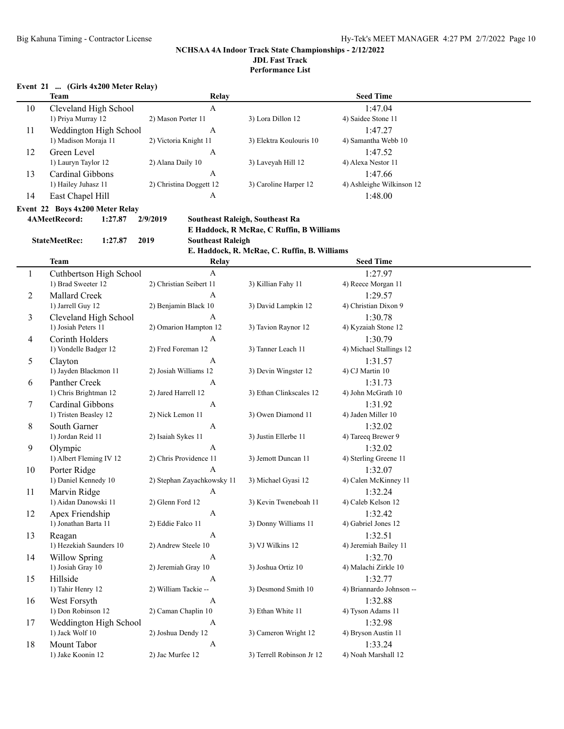**NCHSAA 4A Indoor Track State Championships - 2/12/2022**
**JDL Fast Track**
**Performance List**

**Event 21 ... (Girls 4x200 Meter Relay)**

| | Team | Relay | | Seed Time |
|---|---|---|---|---|
| 10 | Cleveland High School | A | | 1:47.04 |
| | 1) Priya Murray 12 | 2) Mason Porter 11 | 3) Lora Dillon 12 | 4) Saidee Stone 11 |
| 11 | Weddington High School | A | | 1:47.27 |
| | 1) Madison Moraja 11 | 2) Victoria Knight 11 | 3) Elektra Koulouris 10 | 4) Samantha Webb 10 |
| 12 | Green Level | A | | 1:47.52 |
| | 1) Lauryn Taylor 12 | 2) Alana Daily 10 | 3) Laveyah Hill 12 | 4) Alexa Nestor 11 |
| 13 | Cardinal Gibbons | A | | 1:47.66 |
| | 1) Hailey Juhasz 11 | 2) Christina Doggett 12 | 3) Caroline Harper 12 | 4) Ashleighe Wilkinson 12 |
| 14 | East Chapel Hill | A | | 1:48.00 |

**Event 22 Boys 4x200 Meter Relay**

**4AMeetRecord:** 1:27.87 2/9/2019 **Southeast Raleigh, Southeast Ra**
**E Haddock, R McRae, C Ruffin, B Williams**

**StateMeetRec:** 1:27.87 2019 **Southeast Raleigh**
**E. Haddock, R. McRae, C. Ruffin, B. Williams**

| | Team | Relay | | Seed Time |
|---|---|---|---|---|
| 1 | Cuthbertson High School | A | | 1:27.97 |
| | 1) Brad Sweeter 12 | 2) Christian Seibert 11 | 3) Killian Fahy 11 | 4) Reece Morgan 11 |
| 2 | Mallard Creek | A | | 1:29.57 |
| | 1) Jarrell Guy 12 | 2) Benjamin Black 10 | 3) David Lampkin 12 | 4) Christian Dixon 9 |
| 3 | Cleveland High School | A | | 1:30.78 |
| | 1) Josiah Peters 11 | 2) Omarion Hampton 12 | 3) Tavion Raynor 12 | 4) Kyzaiah Stone 12 |
| 4 | Corinth Holders | A | | 1:30.79 |
| | 1) Vondelle Badger 12 | 2) Fred Foreman 12 | 3) Tanner Leach 11 | 4) Michael Stallings 12 |
| 5 | Clayton | A | | 1:31.57 |
| | 1) Jayden Blackmon 11 | 2) Josiah Williams 12 | 3) Devin Wingster 12 | 4) CJ Martin 10 |
| 6 | Panther Creek | A | | 1:31.73 |
| | 1) Chris Brightman 12 | 2) Jared Harrell 12 | 3) Ethan Clinkscales 12 | 4) John McGrath 10 |
| 7 | Cardinal Gibbons | A | | 1:31.92 |
| | 1) Tristen Beasley 12 | 2) Nick Lemon 11 | 3) Owen Diamond 11 | 4) Jaden Miller 10 |
| 8 | South Garner | A | | 1:32.02 |
| | 1) Jordan Reid 11 | 2) Isaiah Sykes 11 | 3) Justin Ellerbe 11 | 4) Tareeq Brewer 9 |
| 9 | Olympic | A | | 1:32.02 |
| | 1) Albert Fleming IV 12 | 2) Chris Providence 11 | 3) Jemott Duncan 11 | 4) Sterling Greene 11 |
| 10 | Porter Ridge | A | | 1:32.07 |
| | 1) Daniel Kennedy 10 | 2) Stephan Zayachkowsky 11 | 3) Michael Gyasi 12 | 4) Calen McKinney 11 |
| 11 | Marvin Ridge | A | | 1:32.24 |
| | 1) Aidan Danowski 11 | 2) Glenn Ford 12 | 3) Kevin Tweneboah 11 | 4) Caleb Kelson 12 |
| 12 | Apex Friendship | A | | 1:32.42 |
| | 1) Jonathan Barta 11 | 2) Eddie Falco 11 | 3) Donny Williams 11 | 4) Gabriel Jones 12 |
| 13 | Reagan | A | | 1:32.51 |
| | 1) Hezekiah Saunders 10 | 2) Andrew Steele 10 | 3) VJ Wilkins 12 | 4) Jeremiah Bailey 11 |
| 14 | Willow Spring | A | | 1:32.70 |
| | 1) Josiah Gray 10 | 2) Jeremiah Gray 10 | 3) Joshua Ortiz 10 | 4) Malachi Zirkle 10 |
| 15 | Hillside | A | | 1:32.77 |
| | 1) Tahir Henry 12 | 2) William Tackie -- | 3) Desmond Smith 10 | 4) Briannardo Johnson -- |
| 16 | West Forsyth | A | | 1:32.88 |
| | 1) Don Robinson 12 | 2) Caman Chaplin 10 | 3) Ethan White 11 | 4) Tyson Adams 11 |
| 17 | Weddington High School | A | | 1:32.98 |
| | 1) Jack Wolf 10 | 2) Joshua Dendy 12 | 3) Cameron Wright 12 | 4) Bryson Austin 11 |
| 18 | Mount Tabor | A | | 1:33.24 |
| | 1) Jake Koonin 12 | 2) Jac Murfee 12 | 3) Terrell Robinson Jr 12 | 4) Noah Marshall 12 |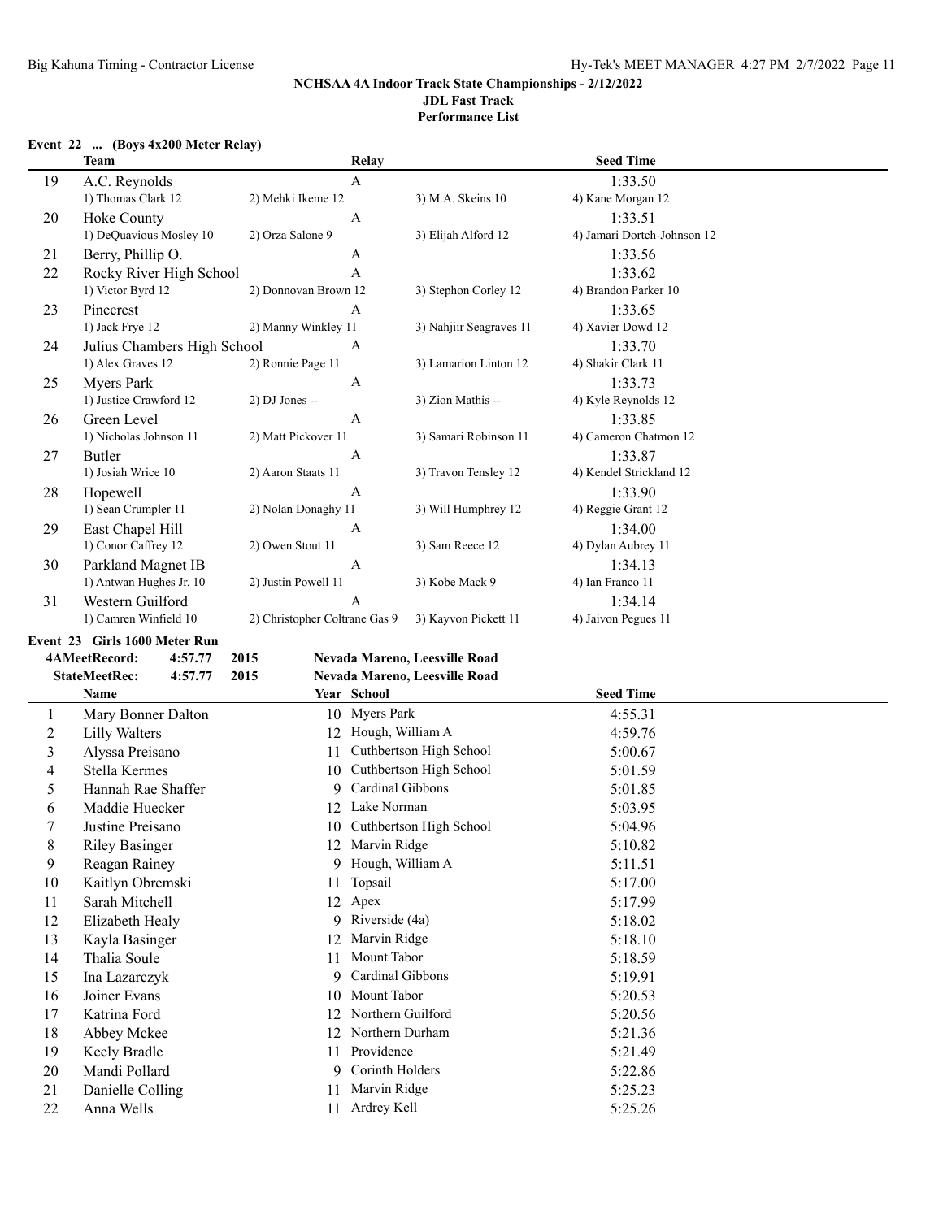## NCHSAA 4A Indoor Track State Championships - 2/12/2022
### JDL Fast Track
### Performance List

**Event 22 ... (Boys 4x200 Meter Relay)**

| | Team | Relay | | Seed Time |
|---|---|---|---|---|
| 19 | A.C. Reynolds | A | | 1:33.50 |
| | 1) Thomas Clark 12 | 2) Mehki Ikeme 12 | 3) M.A. Skeins 10 | 4) Kane Morgan 12 |
| 20 | Hoke County | A | | 1:33.51 |
| | 1) DeQuavious Mosley 10 | 2) Orza Salone 9 | 3) Elijah Alford 12 | 4) Jamari Dortch-Johnson 12 |
| 21 | Berry, Phillip O. | A | | 1:33.56 |
| 22 | Rocky River High School | A | | 1:33.62 |
| | 1) Victor Byrd 12 | 2) Donnovan Brown 12 | 3) Stephon Corley 12 | 4) Brandon Parker 10 |
| 23 | Pinecrest | A | | 1:33.65 |
| | 1) Jack Frye 12 | 2) Manny Winkley 11 | 3) Nahjiir Seagraves 11 | 4) Xavier Dowd 12 |
| 24 | Julius Chambers High School | A | | 1:33.70 |
| | 1) Alex Graves 12 | 2) Ronnie Page 11 | 3) Lamarion Linton 12 | 4) Shakir Clark 11 |
| 25 | Myers Park | A | | 1:33.73 |
| | 1) Justice Crawford 12 | 2) DJ Jones -- | 3) Zion Mathis -- | 4) Kyle Reynolds 12 |
| 26 | Green Level | A | | 1:33.85 |
| | 1) Nicholas Johnson 11 | 2) Matt Pickover 11 | 3) Samari Robinson 11 | 4) Cameron Chatmon 12 |
| 27 | Butler | A | | 1:33.87 |
| | 1) Josiah Wrice 10 | 2) Aaron Staats 11 | 3) Travon Tensley 12 | 4) Kendel Strickland 12 |
| 28 | Hopewell | A | | 1:33.90 |
| | 1) Sean Crumpler 11 | 2) Nolan Donaghy 11 | 3) Will Humphrey 12 | 4) Reggie Grant 12 |
| 29 | East Chapel Hill | A | | 1:34.00 |
| | 1) Conor Caffrey 12 | 2) Owen Stout 11 | 3) Sam Reece 12 | 4) Dylan Aubrey 11 |
| 30 | Parkland Magnet IB | A | | 1:34.13 |
| | 1) Antwan Hughes Jr. 10 | 2) Justin Powell 11 | 3) Kobe Mack 9 | 4) Ian Franco 11 |
| 31 | Western Guilford | A | | 1:34.14 |
| | 1) Camren Winfield 10 | 2) Christopher Coltrane Gas 9 | 3) Kayvon Pickett 11 | 4) Jaivon Pegues 11 |

**Event 23 Girls 1600 Meter Run**

**4AMeetRecord: 4:57.77 2015 Nevada Mareno, Leesville Road**
**StateMeetRec: 4:57.77 2015 Nevada Mareno, Leesville Road**

| | Name | Year | School | Seed Time |
|---|---|---|---|---|
| 1 | Mary Bonner Dalton | 10 | Myers Park | 4:55.31 |
| 2 | Lilly Walters | 12 | Hough, William A | 4:59.76 |
| 3 | Alyssa Preisano | 11 | Cuthbertson High School | 5:00.67 |
| 4 | Stella Kermes | 10 | Cuthbertson High School | 5:01.59 |
| 5 | Hannah Rae Shaffer | 9 | Cardinal Gibbons | 5:01.85 |
| 6 | Maddie Huecker | 12 | Lake Norman | 5:03.95 |
| 7 | Justine Preisano | 10 | Cuthbertson High School | 5:04.96 |
| 8 | Riley Basinger | 12 | Marvin Ridge | 5:10.82 |
| 9 | Reagan Rainey | 9 | Hough, William A | 5:11.51 |
| 10 | Kaitlyn Obremski | 11 | Topsail | 5:17.00 |
| 11 | Sarah Mitchell | 12 | Apex | 5:17.99 |
| 12 | Elizabeth Healy | 9 | Riverside (4a) | 5:18.02 |
| 13 | Kayla Basinger | 12 | Marvin Ridge | 5:18.10 |
| 14 | Thalia Soule | 11 | Mount Tabor | 5:18.59 |
| 15 | Ina Lazarczyk | 9 | Cardinal Gibbons | 5:19.91 |
| 16 | Joiner Evans | 10 | Mount Tabor | 5:20.53 |
| 17 | Katrina Ford | 12 | Northern Guilford | 5:20.56 |
| 18 | Abbey Mckee | 12 | Northern Durham | 5:21.36 |
| 19 | Keely Bradle | 11 | Providence | 5:21.49 |
| 20 | Mandi Pollard | 9 | Corinth Holders | 5:22.86 |
| 21 | Danielle Colling | 11 | Marvin Ridge | 5:25.23 |
| 22 | Anna Wells | 11 | Ardrey Kell | 5:25.26 |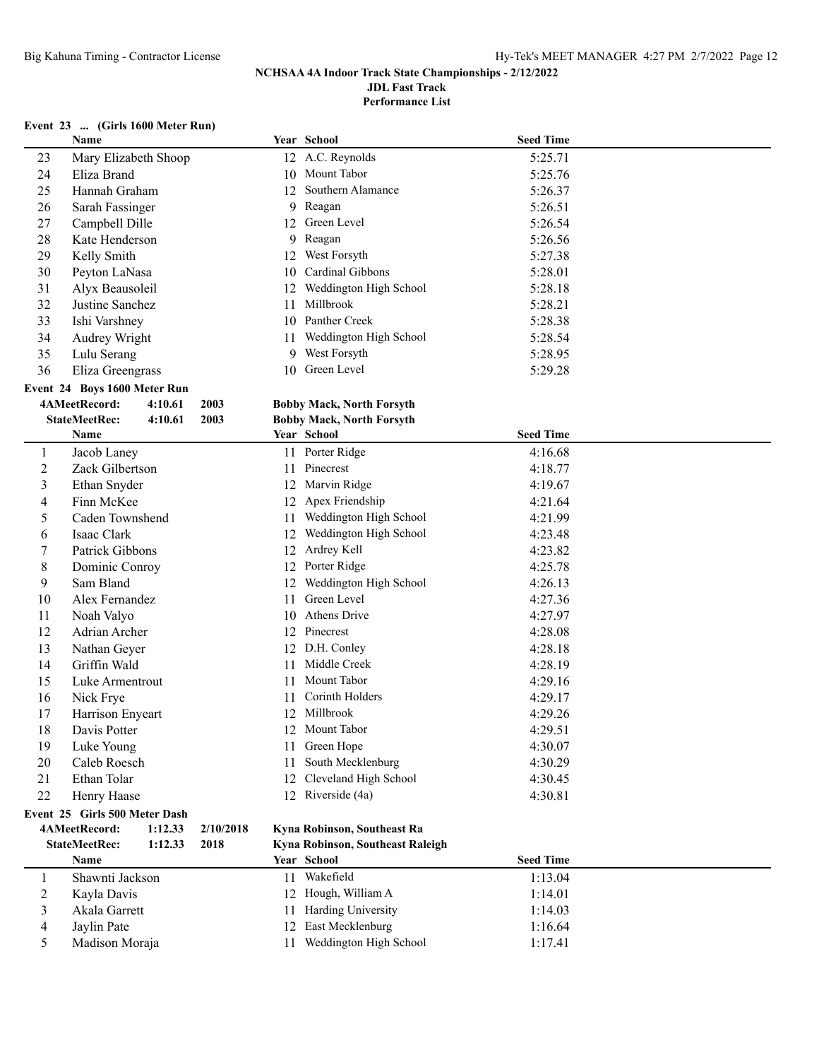NCHSAA 4A Indoor Track State Championships - 2/12/2022
JDL Fast Track
Performance List

**Event 23 ... (Girls 1600 Meter Run)**

| | Name | Year | School | Seed Time |
|---|---|---|---|---|
| 23 | Mary Elizabeth Shoop | 12 | A.C. Reynolds | 5:25.71 |
| 24 | Eliza Brand | 10 | Mount Tabor | 5:25.76 |
| 25 | Hannah Graham | 12 | Southern Alamance | 5:26.37 |
| 26 | Sarah Fassinger | 9 | Reagan | 5:26.51 |
| 27 | Campbell Dille | 12 | Green Level | 5:26.54 |
| 28 | Kate Henderson | 9 | Reagan | 5:26.56 |
| 29 | Kelly Smith | 12 | West Forsyth | 5:27.38 |
| 30 | Peyton LaNasa | 10 | Cardinal Gibbons | 5:28.01 |
| 31 | Alyx Beausoleil | 12 | Weddington High School | 5:28.18 |
| 32 | Justine Sanchez | 11 | Millbrook | 5:28.21 |
| 33 | Ishi Varshney | 10 | Panther Creek | 5:28.38 |
| 34 | Audrey Wright | 11 | Weddington High School | 5:28.54 |
| 35 | Lulu Serang | 9 | West Forsyth | 5:28.95 |
| 36 | Eliza Greengrass | 10 | Green Level | 5:29.28 |

**Event 24 Boys 1600 Meter Run**

4AMeetRecord: 4:10.61 2003 Bobby Mack, North Forsyth
StateMeetRec: 4:10.61 2003 Bobby Mack, North Forsyth

| | Name | Year | School | Seed Time |
|---|---|---|---|---|
| 1 | Jacob Laney | 11 | Porter Ridge | 4:16.68 |
| 2 | Zack Gilbertson | 11 | Pinecrest | 4:18.77 |
| 3 | Ethan Snyder | 12 | Marvin Ridge | 4:19.67 |
| 4 | Finn McKee | 12 | Apex Friendship | 4:21.64 |
| 5 | Caden Townshend | 11 | Weddington High School | 4:21.99 |
| 6 | Isaac Clark | 12 | Weddington High School | 4:23.48 |
| 7 | Patrick Gibbons | 12 | Ardrey Kell | 4:23.82 |
| 8 | Dominic Conroy | 12 | Porter Ridge | 4:25.78 |
| 9 | Sam Bland | 12 | Weddington High School | 4:26.13 |
| 10 | Alex Fernandez | 11 | Green Level | 4:27.36 |
| 11 | Noah Valyo | 10 | Athens Drive | 4:27.97 |
| 12 | Adrian Archer | 12 | Pinecrest | 4:28.08 |
| 13 | Nathan Geyer | 12 | D.H. Conley | 4:28.18 |
| 14 | Griffin Wald | 11 | Middle Creek | 4:28.19 |
| 15 | Luke Armentrout | 11 | Mount Tabor | 4:29.16 |
| 16 | Nick Frye | 11 | Corinth Holders | 4:29.17 |
| 17 | Harrison Enyeart | 12 | Millbrook | 4:29.26 |
| 18 | Davis Potter | 12 | Mount Tabor | 4:29.51 |
| 19 | Luke Young | 11 | Green Hope | 4:30.07 |
| 20 | Caleb Roesch | 11 | South Mecklenburg | 4:30.29 |
| 21 | Ethan Tolar | 12 | Cleveland High School | 4:30.45 |
| 22 | Henry Haase | 12 | Riverside (4a) | 4:30.81 |

**Event 25 Girls 500 Meter Dash**

4AMeetRecord: 1:12.33 2/10/2018 Kyna Robinson, Southeast Ra
StateMeetRec: 1:12.33 2018 Kyna Robinson, Southeast Raleigh

| | Name | Year | School | Seed Time |
|---|---|---|---|---|
| 1 | Shawnti Jackson | 11 | Wakefield | 1:13.04 |
| 2 | Kayla Davis | 12 | Hough, William A | 1:14.01 |
| 3 | Akala Garrett | 11 | Harding University | 1:14.03 |
| 4 | Jaylin Pate | 12 | East Mecklenburg | 1:16.64 |
| 5 | Madison Moraja | 11 | Weddington High School | 1:17.41 |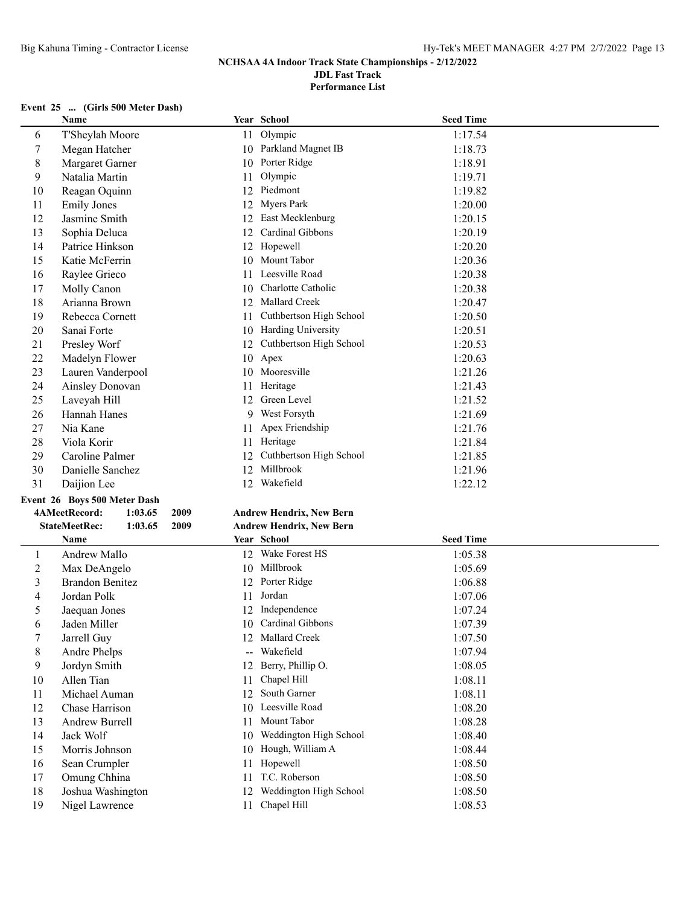## NCHSAA 4A Indoor Track State Championships - 2/12/2022

**JDL Fast Track**

**Performance List**

### Event 25 ... (Girls 500 Meter Dash)

| | Name | Year | School | Seed Time |
|---|---|---|---|---|
| 6 | T'Sheylah Moore | 11 | Olympic | 1:17.54 |
| 7 | Megan Hatcher | 10 | Parkland Magnet IB | 1:18.73 |
| 8 | Margaret Garner | 10 | Porter Ridge | 1:18.91 |
| 9 | Natalia Martin | 11 | Olympic | 1:19.71 |
| 10 | Reagan Oquinn | 12 | Piedmont | 1:19.82 |
| 11 | Emily Jones | 12 | Myers Park | 1:20.00 |
| 12 | Jasmine Smith | 12 | East Mecklenburg | 1:20.15 |
| 13 | Sophia Deluca | 12 | Cardinal Gibbons | 1:20.19 |
| 14 | Patrice Hinkson | 12 | Hopewell | 1:20.20 |
| 15 | Katie McFerrin | 10 | Mount Tabor | 1:20.36 |
| 16 | Raylee Grieco | 11 | Leesville Road | 1:20.38 |
| 17 | Molly Canon | 10 | Charlotte Catholic | 1:20.38 |
| 18 | Arianna Brown | 12 | Mallard Creek | 1:20.47 |
| 19 | Rebecca Cornett | 11 | Cuthbertson High School | 1:20.50 |
| 20 | Sanai Forte | 10 | Harding University | 1:20.51 |
| 21 | Presley Worf | 12 | Cuthbertson High School | 1:20.53 |
| 22 | Madelyn Flower | 10 | Apex | 1:20.63 |
| 23 | Lauren Vanderpool | 10 | Mooresville | 1:21.26 |
| 24 | Ainsley Donovan | 11 | Heritage | 1:21.43 |
| 25 | Laveyah Hill | 12 | Green Level | 1:21.52 |
| 26 | Hannah Hanes | 9 | West Forsyth | 1:21.69 |
| 27 | Nia Kane | 11 | Apex Friendship | 1:21.76 |
| 28 | Viola Korir | 11 | Heritage | 1:21.84 |
| 29 | Caroline Palmer | 12 | Cuthbertson High School | 1:21.85 |
| 30 | Danielle Sanchez | 12 | Millbrook | 1:21.96 |
| 31 | Daijion Lee | 12 | Wakefield | 1:22.12 |

### Event 26 Boys 500 Meter Dash

**4AMeetRecord: 1:03.65 2009 Andrew Hendrix, New Bern**

**StateMeetRec: 1:03.65 2009 Andrew Hendrix, New Bern**

| | Name | Year | School | Seed Time |
|---|---|---|---|---|
| 1 | Andrew Mallo | 12 | Wake Forest HS | 1:05.38 |
| 2 | Max DeAngelo | 10 | Millbrook | 1:05.69 |
| 3 | Brandon Benitez | 12 | Porter Ridge | 1:06.88 |
| 4 | Jordan Polk | 11 | Jordan | 1:07.06 |
| 5 | Jaequan Jones | 12 | Independence | 1:07.24 |
| 6 | Jaden Miller | 10 | Cardinal Gibbons | 1:07.39 |
| 7 | Jarrell Guy | 12 | Mallard Creek | 1:07.50 |
| 8 | Andre Phelps | -- | Wakefield | 1:07.94 |
| 9 | Jordyn Smith | 12 | Berry, Phillip O. | 1:08.05 |
| 10 | Allen Tian | 11 | Chapel Hill | 1:08.11 |
| 11 | Michael Auman | 12 | South Garner | 1:08.11 |
| 12 | Chase Harrison | 10 | Leesville Road | 1:08.20 |
| 13 | Andrew Burrell | 11 | Mount Tabor | 1:08.28 |
| 14 | Jack Wolf | 10 | Weddington High School | 1:08.40 |
| 15 | Morris Johnson | 10 | Hough, William A | 1:08.44 |
| 16 | Sean Crumpler | 11 | Hopewell | 1:08.50 |
| 17 | Omung Chhina | 11 | T.C. Roberson | 1:08.50 |
| 18 | Joshua Washington | 12 | Weddington High School | 1:08.50 |
| 19 | Nigel Lawrence | 11 | Chapel Hill | 1:08.53 |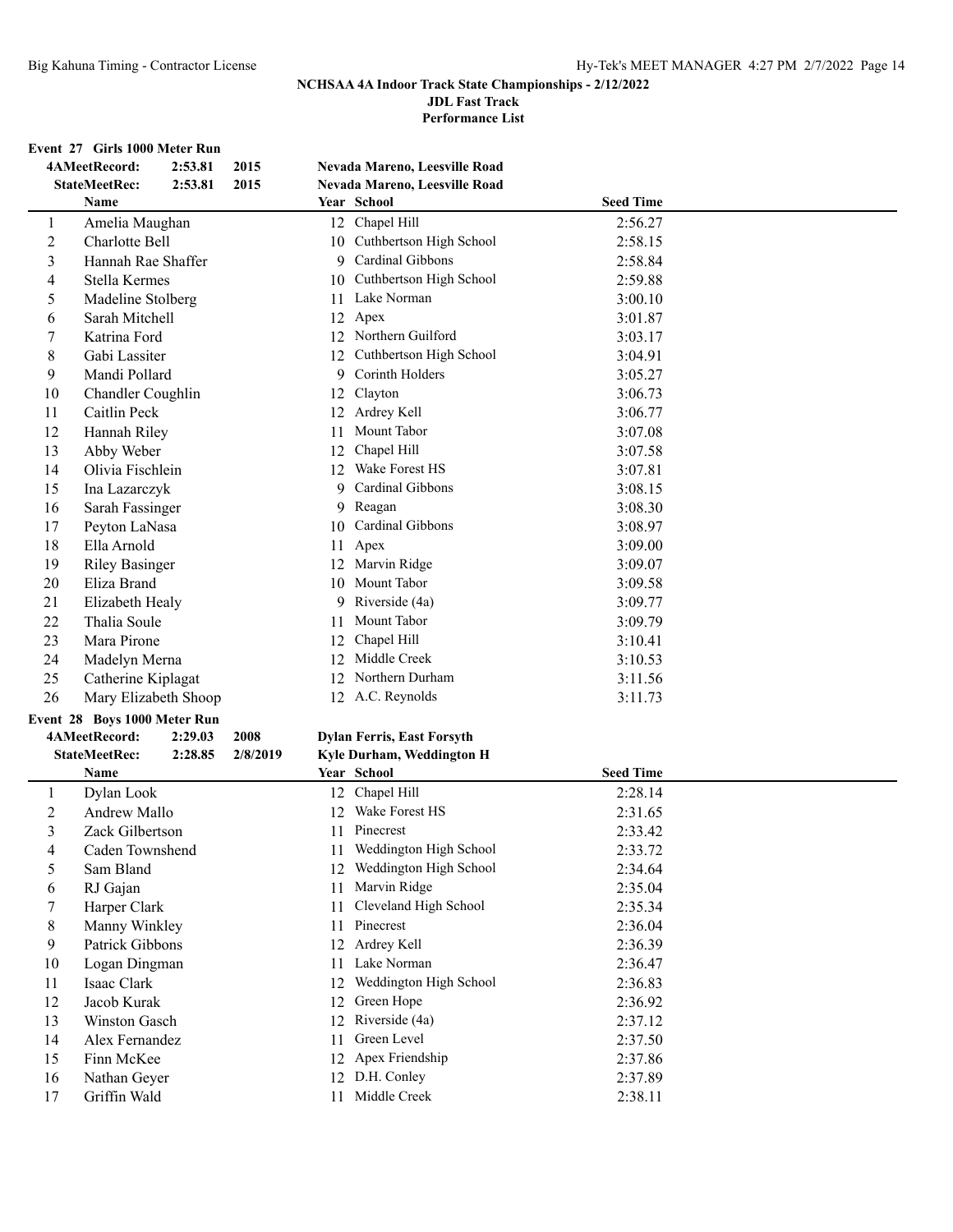**NCHSAA 4A Indoor Track State Championships - 2/12/2022**
**JDL Fast Track**
**Performance List**

### Event 27 Girls 1000 Meter Run

| | | | |
|---|---|---|---|
| 4AMeetRecord: | 2:53.81 | 2015 | Nevada Mareno, Leesville Road |
| StateMeetRec: | 2:53.81 | 2015 | Nevada Mareno, Leesville Road |

| | Name | Year | School | Seed Time |
|---|---|---|---|---|
| 1 | Amelia Maughan | 12 | Chapel Hill | 2:56.27 |
| 2 | Charlotte Bell | 10 | Cuthbertson High School | 2:58.15 |
| 3 | Hannah Rae Shaffer | 9 | Cardinal Gibbons | 2:58.84 |
| 4 | Stella Kermes | 10 | Cuthbertson High School | 2:59.88 |
| 5 | Madeline Stolberg | 11 | Lake Norman | 3:00.10 |
| 6 | Sarah Mitchell | 12 | Apex | 3:01.87 |
| 7 | Katrina Ford | 12 | Northern Guilford | 3:03.17 |
| 8 | Gabi Lassiter | 12 | Cuthbertson High School | 3:04.91 |
| 9 | Mandi Pollard | 9 | Corinth Holders | 3:05.27 |
| 10 | Chandler Coughlin | 12 | Clayton | 3:06.73 |
| 11 | Caitlin Peck | 12 | Ardrey Kell | 3:06.77 |
| 12 | Hannah Riley | 11 | Mount Tabor | 3:07.08 |
| 13 | Abby Weber | 12 | Chapel Hill | 3:07.58 |
| 14 | Olivia Fischlein | 12 | Wake Forest HS | 3:07.81 |
| 15 | Ina Lazarczyk | 9 | Cardinal Gibbons | 3:08.15 |
| 16 | Sarah Fassinger | 9 | Reagan | 3:08.30 |
| 17 | Peyton LaNasa | 10 | Cardinal Gibbons | 3:08.97 |
| 18 | Ella Arnold | 11 | Apex | 3:09.00 |
| 19 | Riley Basinger | 12 | Marvin Ridge | 3:09.07 |
| 20 | Eliza Brand | 10 | Mount Tabor | 3:09.58 |
| 21 | Elizabeth Healy | 9 | Riverside (4a) | 3:09.77 |
| 22 | Thalia Soule | 11 | Mount Tabor | 3:09.79 |
| 23 | Mara Pirone | 12 | Chapel Hill | 3:10.41 |
| 24 | Madelyn Merna | 12 | Middle Creek | 3:10.53 |
| 25 | Catherine Kiplagat | 12 | Northern Durham | 3:11.56 |
| 26 | Mary Elizabeth Shoop | 12 | A.C. Reynolds | 3:11.73 |

### Event 28 Boys 1000 Meter Run

| | | | |
|---|---|---|---|
| 4AMeetRecord: | 2:29.03 | 2008 | Dylan Ferris, East Forsyth |
| StateMeetRec: | 2:28.85 | 2/8/2019 | Kyle Durham, Weddington H |

| | Name | Year | School | Seed Time |
|---|---|---|---|---|
| 1 | Dylan Look | 12 | Chapel Hill | 2:28.14 |
| 2 | Andrew Mallo | 12 | Wake Forest HS | 2:31.65 |
| 3 | Zack Gilbertson | 11 | Pinecrest | 2:33.42 |
| 4 | Caden Townshend | 11 | Weddington High School | 2:33.72 |
| 5 | Sam Bland | 12 | Weddington High School | 2:34.64 |
| 6 | RJ Gajan | 11 | Marvin Ridge | 2:35.04 |
| 7 | Harper Clark | 11 | Cleveland High School | 2:35.34 |
| 8 | Manny Winkley | 11 | Pinecrest | 2:36.04 |
| 9 | Patrick Gibbons | 12 | Ardrey Kell | 2:36.39 |
| 10 | Logan Dingman | 11 | Lake Norman | 2:36.47 |
| 11 | Isaac Clark | 12 | Weddington High School | 2:36.83 |
| 12 | Jacob Kurak | 12 | Green Hope | 2:36.92 |
| 13 | Winston Gasch | 12 | Riverside (4a) | 2:37.12 |
| 14 | Alex Fernandez | 11 | Green Level | 2:37.50 |
| 15 | Finn McKee | 12 | Apex Friendship | 2:37.86 |
| 16 | Nathan Geyer | 12 | D.H. Conley | 2:37.89 |
| 17 | Griffin Wald | 11 | Middle Creek | 2:38.11 |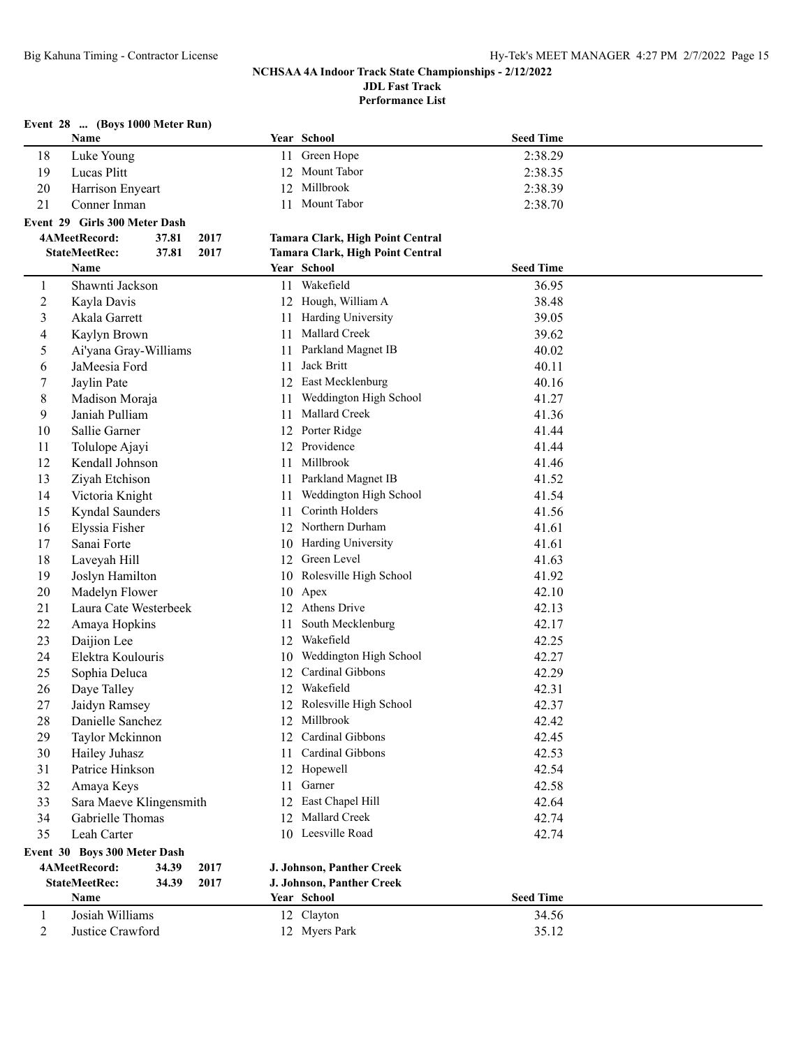**NCHSAA 4A Indoor Track State Championships - 2/12/2022**
**JDL Fast Track**
**Performance List**

## Event 28 ... (Boys 1000 Meter Run)

| | Name | Year | School | Seed Time |
|---|---|---|---|---|
| 18 | Luke Young | 11 | Green Hope | 2:38.29 |
| 19 | Lucas Plitt | 12 | Mount Tabor | 2:38.35 |
| 20 | Harrison Enyeart | 12 | Millbrook | 2:38.39 |
| 21 | Conner Inman | 11 | Mount Tabor | 2:38.70 |

## Event 29 Girls 300 Meter Dash

**4AMeetRecord:** 37.81 2017 **Tamara Clark, High Point Central**
**StateMeetRec:** 37.81 2017 **Tamara Clark, High Point Central**

| | Name | Year | School | Seed Time |
|---|---|---|---|---|
| 1 | Shawnti Jackson | 11 | Wakefield | 36.95 |
| 2 | Kayla Davis | 12 | Hough, William A | 38.48 |
| 3 | Akala Garrett | 11 | Harding University | 39.05 |
| 4 | Kaylyn Brown | 11 | Mallard Creek | 39.62 |
| 5 | Ai'yana Gray-Williams | 11 | Parkland Magnet IB | 40.02 |
| 6 | JaMeesia Ford | 11 | Jack Britt | 40.11 |
| 7 | Jaylin Pate | 12 | East Mecklenburg | 40.16 |
| 8 | Madison Moraja | 11 | Weddington High School | 41.27 |
| 9 | Janiah Pulliam | 11 | Mallard Creek | 41.36 |
| 10 | Sallie Garner | 12 | Porter Ridge | 41.44 |
| 11 | Tolulope Ajayi | 12 | Providence | 41.44 |
| 12 | Kendall Johnson | 11 | Millbrook | 41.46 |
| 13 | Ziyah Etchison | 11 | Parkland Magnet IB | 41.52 |
| 14 | Victoria Knight | 11 | Weddington High School | 41.54 |
| 15 | Kyndal Saunders | 11 | Corinth Holders | 41.56 |
| 16 | Elyssia Fisher | 12 | Northern Durham | 41.61 |
| 17 | Sanai Forte | 10 | Harding University | 41.61 |
| 18 | Laveyah Hill | 12 | Green Level | 41.63 |
| 19 | Joslyn Hamilton | 10 | Rolesville High School | 41.92 |
| 20 | Madelyn Flower | 10 | Apex | 42.10 |
| 21 | Laura Cate Westerbeek | 12 | Athens Drive | 42.13 |
| 22 | Amaya Hopkins | 11 | South Mecklenburg | 42.17 |
| 23 | Daijion Lee | 12 | Wakefield | 42.25 |
| 24 | Elektra Koulouris | 10 | Weddington High School | 42.27 |
| 25 | Sophia Deluca | 12 | Cardinal Gibbons | 42.29 |
| 26 | Daye Talley | 12 | Wakefield | 42.31 |
| 27 | Jaidyn Ramsey | 12 | Rolesville High School | 42.37 |
| 28 | Danielle Sanchez | 12 | Millbrook | 42.42 |
| 29 | Taylor Mckinnon | 12 | Cardinal Gibbons | 42.45 |
| 30 | Hailey Juhasz | 11 | Cardinal Gibbons | 42.53 |
| 31 | Patrice Hinkson | 12 | Hopewell | 42.54 |
| 32 | Amaya Keys | 11 | Garner | 42.58 |
| 33 | Sara Maeve Klingensmith | 12 | East Chapel Hill | 42.64 |
| 34 | Gabrielle Thomas | 12 | Mallard Creek | 42.74 |
| 35 | Leah Carter | 10 | Leesville Road | 42.74 |

## Event 30 Boys 300 Meter Dash

**4AMeetRecord:** 34.39 2017 **J. Johnson, Panther Creek**
**StateMeetRec:** 34.39 2017 **J. Johnson, Panther Creek**

| | Name | Year | School | Seed Time |
|---|---|---|---|---|
| 1 | Josiah Williams | 12 | Clayton | 34.56 |
| 2 | Justice Crawford | 12 | Myers Park | 35.12 |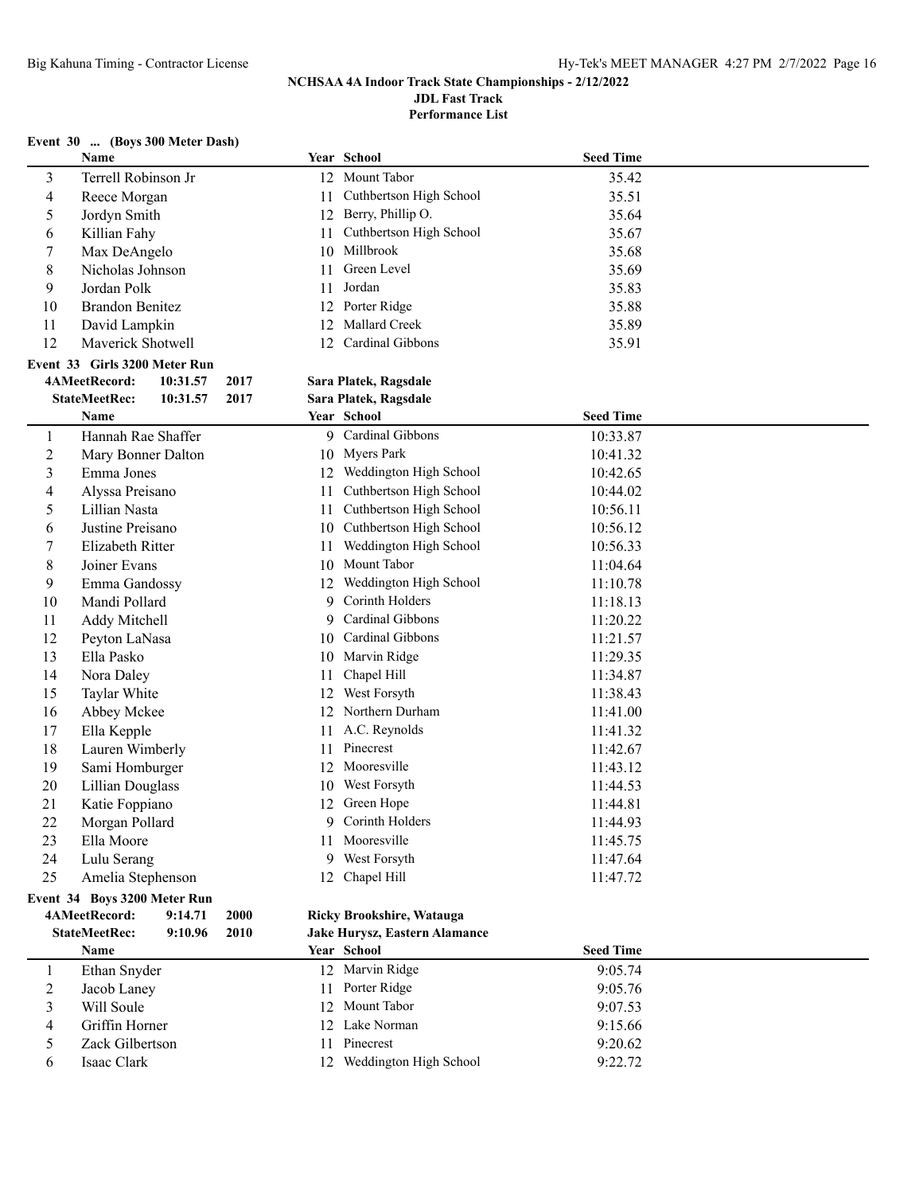NCHSAA 4A Indoor Track State Championships - 2/12/2022
JDL Fast Track
Performance List

**Event 30 ... (Boys 300 Meter Dash)**

| | Name | Year | School | Seed Time |
|---|---|---|---|---|
| 3 | Terrell Robinson Jr | 12 | Mount Tabor | 35.42 |
| 4 | Reece Morgan | 11 | Cuthbertson High School | 35.51 |
| 5 | Jordyn Smith | 12 | Berry, Phillip O. | 35.64 |
| 6 | Killian Fahy | 11 | Cuthbertson High School | 35.67 |
| 7 | Max DeAngelo | 10 | Millbrook | 35.68 |
| 8 | Nicholas Johnson | 11 | Green Level | 35.69 |
| 9 | Jordan Polk | 11 | Jordan | 35.83 |
| 10 | Brandon Benitez | 12 | Porter Ridge | 35.88 |
| 11 | David Lampkin | 12 | Mallard Creek | 35.89 |
| 12 | Maverick Shotwell | 12 | Cardinal Gibbons | 35.91 |

**Event 33 Girls 3200 Meter Run**

4AMeetRecord: 10:31.57 2017 Sara Platek, Ragsdale
StateMeetRec: 10:31.57 2017 Sara Platek, Ragsdale

| | Name | Year | School | Seed Time |
|---|---|---|---|---|
| 1 | Hannah Rae Shaffer | 9 | Cardinal Gibbons | 10:33.87 |
| 2 | Mary Bonner Dalton | 10 | Myers Park | 10:41.32 |
| 3 | Emma Jones | 12 | Weddington High School | 10:42.65 |
| 4 | Alyssa Preisano | 11 | Cuthbertson High School | 10:44.02 |
| 5 | Lillian Nasta | 11 | Cuthbertson High School | 10:56.11 |
| 6 | Justine Preisano | 10 | Cuthbertson High School | 10:56.12 |
| 7 | Elizabeth Ritter | 11 | Weddington High School | 10:56.33 |
| 8 | Joiner Evans | 10 | Mount Tabor | 11:04.64 |
| 9 | Emma Gandossy | 12 | Weddington High School | 11:10.78 |
| 10 | Mandi Pollard | 9 | Corinth Holders | 11:18.13 |
| 11 | Addy Mitchell | 9 | Cardinal Gibbons | 11:20.22 |
| 12 | Peyton LaNasa | 10 | Cardinal Gibbons | 11:21.57 |
| 13 | Ella Pasko | 10 | Marvin Ridge | 11:29.35 |
| 14 | Nora Daley | 11 | Chapel Hill | 11:34.87 |
| 15 | Taylar White | 12 | West Forsyth | 11:38.43 |
| 16 | Abbey Mckee | 12 | Northern Durham | 11:41.00 |
| 17 | Ella Kepple | 11 | A.C. Reynolds | 11:41.32 |
| 18 | Lauren Wimberly | 11 | Pinecrest | 11:42.67 |
| 19 | Sami Homburger | 12 | Mooresville | 11:43.12 |
| 20 | Lillian Douglass | 10 | West Forsyth | 11:44.53 |
| 21 | Katie Foppiano | 12 | Green Hope | 11:44.81 |
| 22 | Morgan Pollard | 9 | Corinth Holders | 11:44.93 |
| 23 | Ella Moore | 11 | Mooresville | 11:45.75 |
| 24 | Lulu Serang | 9 | West Forsyth | 11:47.64 |
| 25 | Amelia Stephenson | 12 | Chapel Hill | 11:47.72 |

**Event 34 Boys 3200 Meter Run**

4AMeetRecord: 9:14.71 2000 Ricky Brookshire, Watauga
StateMeetRec: 9:10.96 2010 Jake Hurysz, Eastern Alamance

| | Name | Year | School | Seed Time |
|---|---|---|---|---|
| 1 | Ethan Snyder | 12 | Marvin Ridge | 9:05.74 |
| 2 | Jacob Laney | 11 | Porter Ridge | 9:05.76 |
| 3 | Will Soule | 12 | Mount Tabor | 9:07.53 |
| 4 | Griffin Horner | 12 | Lake Norman | 9:15.66 |
| 5 | Zack Gilbertson | 11 | Pinecrest | 9:20.62 |
| 6 | Isaac Clark | 12 | Weddington High School | 9:22.72 |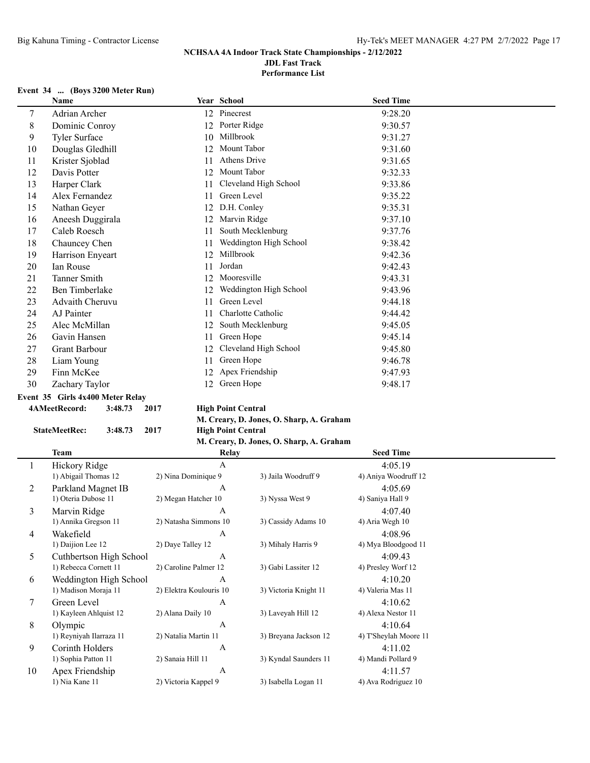NCHSAA 4A Indoor Track State Championships - 2/12/2022
JDL Fast Track
Performance List

**Event 34 ... (Boys 3200 Meter Run)**

| | Name | Year | School | Seed Time |
|---|---|---|---|---|
| 7 | Adrian Archer | 12 | Pinecrest | 9:28.20 |
| 8 | Dominic Conroy | 12 | Porter Ridge | 9:30.57 |
| 9 | Tyler Surface | 10 | Millbrook | 9:31.27 |
| 10 | Douglas Gledhill | 12 | Mount Tabor | 9:31.60 |
| 11 | Krister Sjoblad | 11 | Athens Drive | 9:31.65 |
| 12 | Davis Potter | 12 | Mount Tabor | 9:32.33 |
| 13 | Harper Clark | 11 | Cleveland High School | 9:33.86 |
| 14 | Alex Fernandez | 11 | Green Level | 9:35.22 |
| 15 | Nathan Geyer | 12 | D.H. Conley | 9:35.31 |
| 16 | Aneesh Duggirala | 12 | Marvin Ridge | 9:37.10 |
| 17 | Caleb Roesch | 11 | South Mecklenburg | 9:37.76 |
| 18 | Chauncey Chen | 11 | Weddington High School | 9:38.42 |
| 19 | Harrison Enyeart | 12 | Millbrook | 9:42.36 |
| 20 | Ian Rouse | 11 | Jordan | 9:42.43 |
| 21 | Tanner Smith | 12 | Mooresville | 9:43.31 |
| 22 | Ben Timberlake | 12 | Weddington High School | 9:43.96 |
| 23 | Advaith Cheruvu | 11 | Green Level | 9:44.18 |
| 24 | AJ Painter | 11 | Charlotte Catholic | 9:44.42 |
| 25 | Alec McMillan | 12 | South Mecklenburg | 9:45.05 |
| 26 | Gavin Hansen | 11 | Green Hope | 9:45.14 |
| 27 | Grant Barbour | 12 | Cleveland High School | 9:45.80 |
| 28 | Liam Young | 11 | Green Hope | 9:46.78 |
| 29 | Finn McKee | 12 | Apex Friendship | 9:47.93 |
| 30 | Zachary Taylor | 12 | Green Hope | 9:48.17 |

**Event 35 Girls 4x400 Meter Relay**

**4AMeetRecord: 3:48.73 2017 High Point Central**
**M. Creary, D. Jones, O. Sharp, A. Graham**
**StateMeetRec: 3:48.73 2017 High Point Central**
**M. Creary, D. Jones, O. Sharp, A. Graham**

| | Team | Relay | | Seed Time |
|---|---|---|---|---|
| 1 | Hickory Ridge | A | | 4:05.19 |
| | 1) Abigail Thomas 12 | 2) Nina Dominique 9 | 3) Jaila Woodruff 9 | 4) Aniya Woodruff 12 |
| 2 | Parkland Magnet IB | A | | 4:05.69 |
| | 1) Oteria Dubose 11 | 2) Megan Hatcher 10 | 3) Nyssa West 9 | 4) Saniya Hall 9 |
| 3 | Marvin Ridge | A | | 4:07.40 |
| | 1) Annika Gregson 11 | 2) Natasha Simmons 10 | 3) Cassidy Adams 10 | 4) Aria Wegh 10 |
| 4 | Wakefield | A | | 4:08.96 |
| | 1) Daijion Lee 12 | 2) Daye Talley 12 | 3) Mihaly Harris 9 | 4) Mya Bloodgood 11 |
| 5 | Cuthbertson High School | A | | 4:09.43 |
| | 1) Rebecca Cornett 11 | 2) Caroline Palmer 12 | 3) Gabi Lassiter 12 | 4) Presley Worf 12 |
| 6 | Weddington High School | A | | 4:10.20 |
| | 1) Madison Moraja 11 | 2) Elektra Koulouris 10 | 3) Victoria Knight 11 | 4) Valeria Mas 11 |
| 7 | Green Level | A | | 4:10.62 |
| | 1) Kayleen Ahlquist 12 | 2) Alana Daily 10 | 3) Laveyah Hill 12 | 4) Alexa Nestor 11 |
| 8 | Olympic | A | | 4:10.64 |
| | 1) Reyniyah Ilarraza 11 | 2) Natalia Martin 11 | 3) Breyana Jackson 12 | 4) T'Sheylah Moore 11 |
| 9 | Corinth Holders | A | | 4:11.02 |
| | 1) Sophia Patton 11 | 2) Sanaia Hill 11 | 3) Kyndal Saunders 11 | 4) Mandi Pollard 9 |
| 10 | Apex Friendship | A | | 4:11.57 |
| | 1) Nia Kane 11 | 2) Victoria Kappel 9 | 3) Isabella Logan 11 | 4) Ava Rodriguez 10 |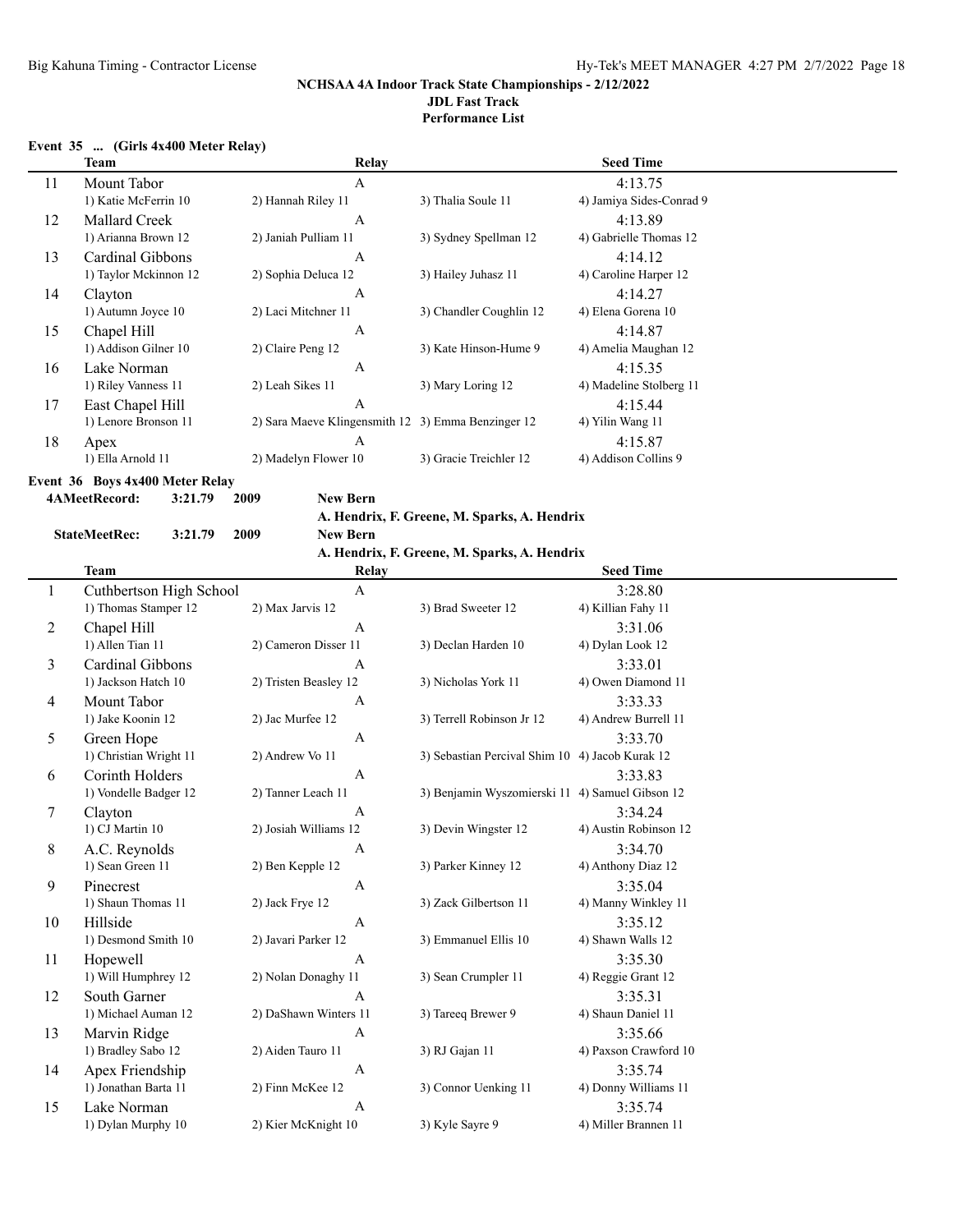NCHSAA 4A Indoor Track State Championships - 2/12/2022
JDL Fast Track
Performance List

**Event 35 ... (Girls 4x400 Meter Relay)**

| | Team | Relay | | Seed Time |
|---|---|---|---|---|
| 11 | Mount Tabor | A | | 4:13.75 |
| | 1) Katie McFerrin 10 | 2) Hannah Riley 11 | 3) Thalia Soule 11 | 4) Jamiya Sides-Conrad 9 |
| 12 | Mallard Creek | A | | 4:13.89 |
| | 1) Arianna Brown 12 | 2) Janiah Pulliam 11 | 3) Sydney Spellman 12 | 4) Gabrielle Thomas 12 |
| 13 | Cardinal Gibbons | A | | 4:14.12 |
| | 1) Taylor Mckinnon 12 | 2) Sophia Deluca 12 | 3) Hailey Juhasz 11 | 4) Caroline Harper 12 |
| 14 | Clayton | A | | 4:14.27 |
| | 1) Autumn Joyce 10 | 2) Laci Mitchner 11 | 3) Chandler Coughlin 12 | 4) Elena Gorena 10 |
| 15 | Chapel Hill | A | | 4:14.87 |
| | 1) Addison Gilner 10 | 2) Claire Peng 12 | 3) Kate Hinson-Hume 9 | 4) Amelia Maughan 12 |
| 16 | Lake Norman | A | | 4:15.35 |
| | 1) Riley Vanness 11 | 2) Leah Sikes 11 | 3) Mary Loring 12 | 4) Madeline Stolberg 11 |
| 17 | East Chapel Hill | A | | 4:15.44 |
| | 1) Lenore Bronson 11 | 2) Sara Maeve Klingensmith 12 | 3) Emma Benzinger 12 | 4) Yilin Wang 11 |
| 18 | Apex | A | | 4:15.87 |
| | 1) Ella Arnold 11 | 2) Madelyn Flower 10 | 3) Gracie Treichler 12 | 4) Addison Collins 9 |

**Event 36 Boys 4x400 Meter Relay**

**4AMeetRecord: 3:21.79 2009 New Bern**
**A. Hendrix, F. Greene, M. Sparks, A. Hendrix**

**StateMeetRec: 3:21.79 2009 New Bern**
**A. Hendrix, F. Greene, M. Sparks, A. Hendrix**

| | Team | Relay | | Seed Time |
|---|---|---|---|---|
| 1 | Cuthbertson High School | A | | 3:28.80 |
| | 1) Thomas Stamper 12 | 2) Max Jarvis 12 | 3) Brad Sweeter 12 | 4) Killian Fahy 11 |
| 2 | Chapel Hill | A | | 3:31.06 |
| | 1) Allen Tian 11 | 2) Cameron Disser 11 | 3) Declan Harden 10 | 4) Dylan Look 12 |
| 3 | Cardinal Gibbons | A | | 3:33.01 |
| | 1) Jackson Hatch 10 | 2) Tristen Beasley 12 | 3) Nicholas York 11 | 4) Owen Diamond 11 |
| 4 | Mount Tabor | A | | 3:33.33 |
| | 1) Jake Koonin 12 | 2) Jac Murfee 12 | 3) Terrell Robinson Jr 12 | 4) Andrew Burrell 11 |
| 5 | Green Hope | A | | 3:33.70 |
| | 1) Christian Wright 11 | 2) Andrew Vo 11 | 3) Sebastian Percival Shim 10 | 4) Jacob Kurak 12 |
| 6 | Corinth Holders | A | | 3:33.83 |
| | 1) Vondelle Badger 12 | 2) Tanner Leach 11 | 3) Benjamin Wyszomierski 11 | 4) Samuel Gibson 12 |
| 7 | Clayton | A | | 3:34.24 |
| | 1) CJ Martin 10 | 2) Josiah Williams 12 | 3) Devin Wingster 12 | 4) Austin Robinson 12 |
| 8 | A.C. Reynolds | A | | 3:34.70 |
| | 1) Sean Green 11 | 2) Ben Kepple 12 | 3) Parker Kinney 12 | 4) Anthony Diaz 12 |
| 9 | Pinecrest | A | | 3:35.04 |
| | 1) Shaun Thomas 11 | 2) Jack Frye 12 | 3) Zack Gilbertson 11 | 4) Manny Winkley 11 |
| 10 | Hillside | A | | 3:35.12 |
| | 1) Desmond Smith 10 | 2) Javari Parker 12 | 3) Emmanuel Ellis 10 | 4) Shawn Walls 12 |
| 11 | Hopewell | A | | 3:35.30 |
| | 1) Will Humphrey 12 | 2) Nolan Donaghy 11 | 3) Sean Crumpler 11 | 4) Reggie Grant 12 |
| 12 | South Garner | A | | 3:35.31 |
| | 1) Michael Auman 12 | 2) DaShawn Winters 11 | 3) Tareeq Brewer 9 | 4) Shaun Daniel 11 |
| 13 | Marvin Ridge | A | | 3:35.66 |
| | 1) Bradley Sabo 12 | 2) Aiden Tauro 11 | 3) RJ Gajan 11 | 4) Paxson Crawford 10 |
| 14 | Apex Friendship | A | | 3:35.74 |
| | 1) Jonathan Barta 11 | 2) Finn McKee 12 | 3) Connor Uenking 11 | 4) Donny Williams 11 |
| 15 | Lake Norman | A | | 3:35.74 |
| | 1) Dylan Murphy 10 | 2) Kier McKnight 10 | 3) Kyle Sayre 9 | 4) Miller Brannen 11 |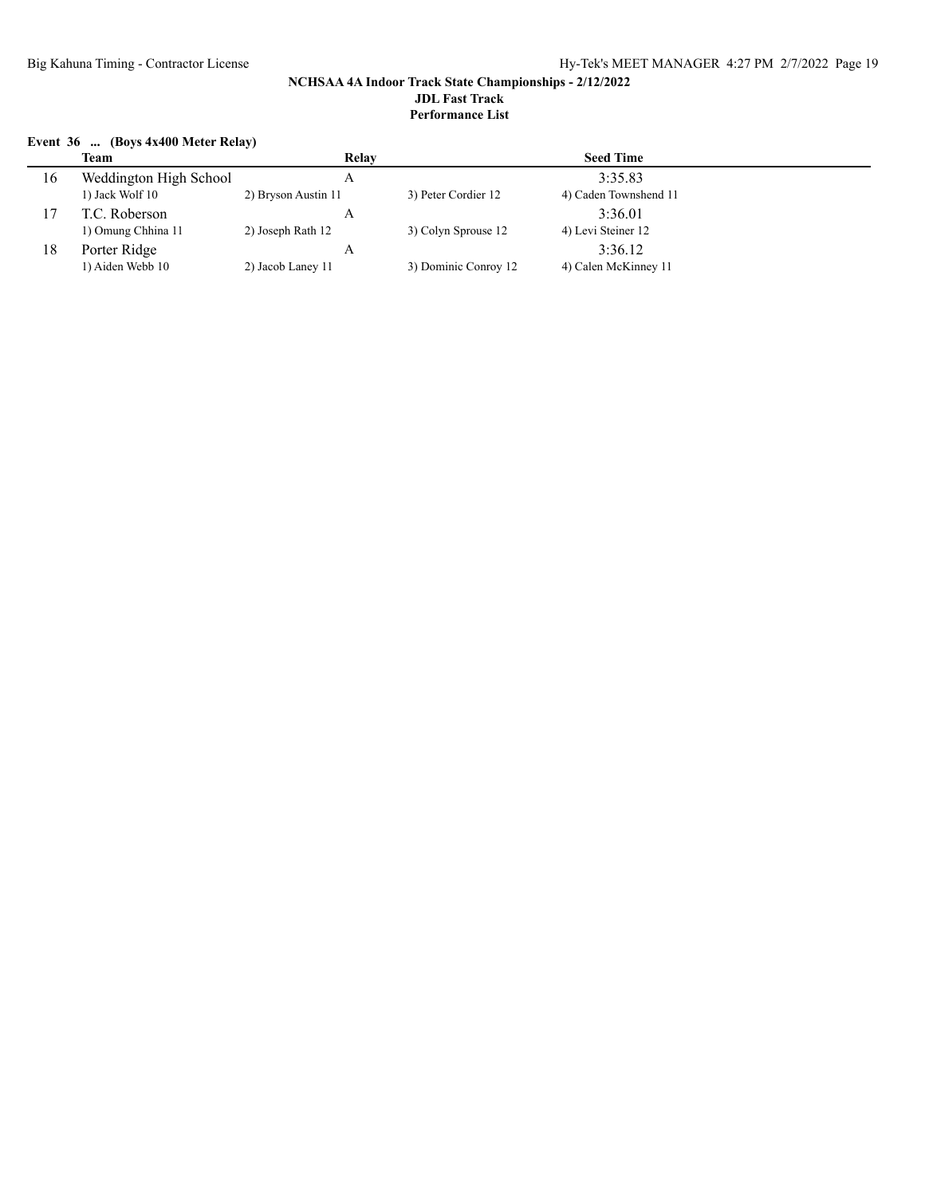NCHSAA 4A Indoor Track State Championships - 2/12/2022
JDL Fast Track
Performance List

**Event 36 ... (Boys 4x400 Meter Relay)**

| | Team | Relay | | Seed Time |
|---|---|---|---|---|
| 16 | Weddington High School | A | | 3:35.83 |
| | 1) Jack Wolf 10 | 2) Bryson Austin 11 | 3) Peter Cordier 12 | 4) Caden Townshend 11 |
| 17 | T.C. Roberson | A | | 3:36.01 |
| | 1) Omung Chhina 11 | 2) Joseph Rath 12 | 3) Colyn Sprouse 12 | 4) Levi Steiner 12 |
| 18 | Porter Ridge | A | | 3:36.12 |
| | 1) Aiden Webb 10 | 2) Jacob Laney 11 | 3) Dominic Conroy 12 | 4) Calen McKinney 11 |